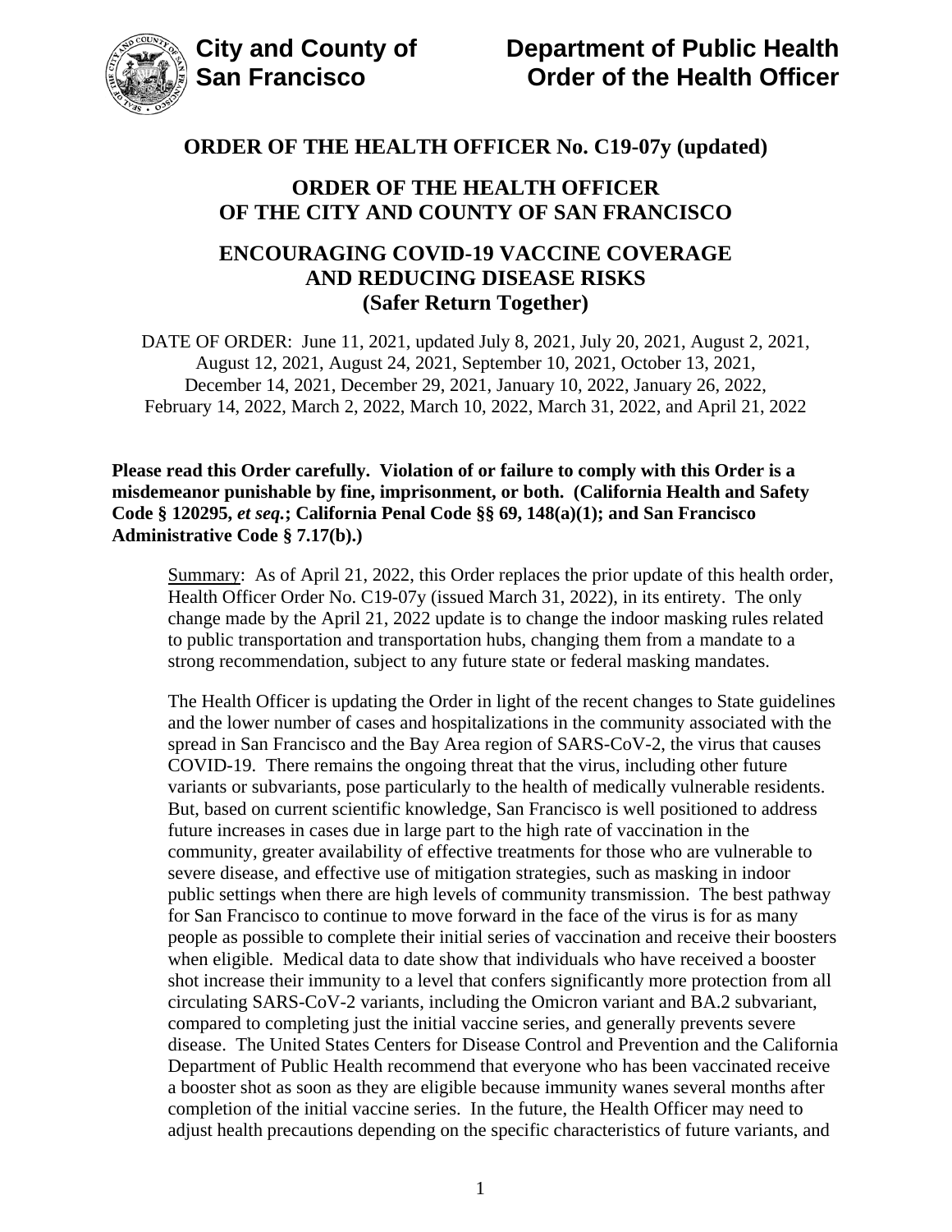**City and County of San Francisco**

**Department of Public Health**
**Order of the Health Officer**

# ORDER OF THE HEALTH OFFICER No. C19-07y (updated)

## ORDER OF THE HEALTH OFFICER OF THE CITY AND COUNTY OF SAN FRANCISCO

## ENCOURAGING COVID-19 VACCINE COVERAGE AND REDUCING DISEASE RISKS (Safer Return Together)

DATE OF ORDER: June 11, 2021, updated July 8, 2021, July 20, 2021, August 2, 2021, August 12, 2021, August 24, 2021, September 10, 2021, October 13, 2021, December 14, 2021, December 29, 2021, January 10, 2022, January 26, 2022, February 14, 2022, March 2, 2022, March 10, 2022, March 31, 2022, and April 21, 2022

**Please read this Order carefully. Violation of or failure to comply with this Order is a misdemeanor punishable by fine, imprisonment, or both. (California Health and Safety Code § 120295,** ***et seq.*****; California Penal Code §§ 69, 148(a)(1); and San Francisco Administrative Code § 7.17(b).)**

Summary: As of April 21, 2022, this Order replaces the prior update of this health order, Health Officer Order No. C19-07y (issued March 31, 2022), in its entirety. The only change made by the April 21, 2022 update is to change the indoor masking rules related to public transportation and transportation hubs, changing them from a mandate to a strong recommendation, subject to any future state or federal masking mandates.

The Health Officer is updating the Order in light of the recent changes to State guidelines and the lower number of cases and hospitalizations in the community associated with the spread in San Francisco and the Bay Area region of SARS-CoV-2, the virus that causes COVID-19. There remains the ongoing threat that the virus, including other future variants or subvariants, pose particularly to the health of medically vulnerable residents. But, based on current scientific knowledge, San Francisco is well positioned to address future increases in cases due in large part to the high rate of vaccination in the community, greater availability of effective treatments for those who are vulnerable to severe disease, and effective use of mitigation strategies, such as masking in indoor public settings when there are high levels of community transmission. The best pathway for San Francisco to continue to move forward in the face of the virus is for as many people as possible to complete their initial series of vaccination and receive their boosters when eligible. Medical data to date show that individuals who have received a booster shot increase their immunity to a level that confers significantly more protection from all circulating SARS-CoV-2 variants, including the Omicron variant and BA.2 subvariant, compared to completing just the initial vaccine series, and generally prevents severe disease. The United States Centers for Disease Control and Prevention and the California Department of Public Health recommend that everyone who has been vaccinated receive a booster shot as soon as they are eligible because immunity wanes several months after completion of the initial vaccine series. In the future, the Health Officer may need to adjust health precautions depending on the specific characteristics of future variants, and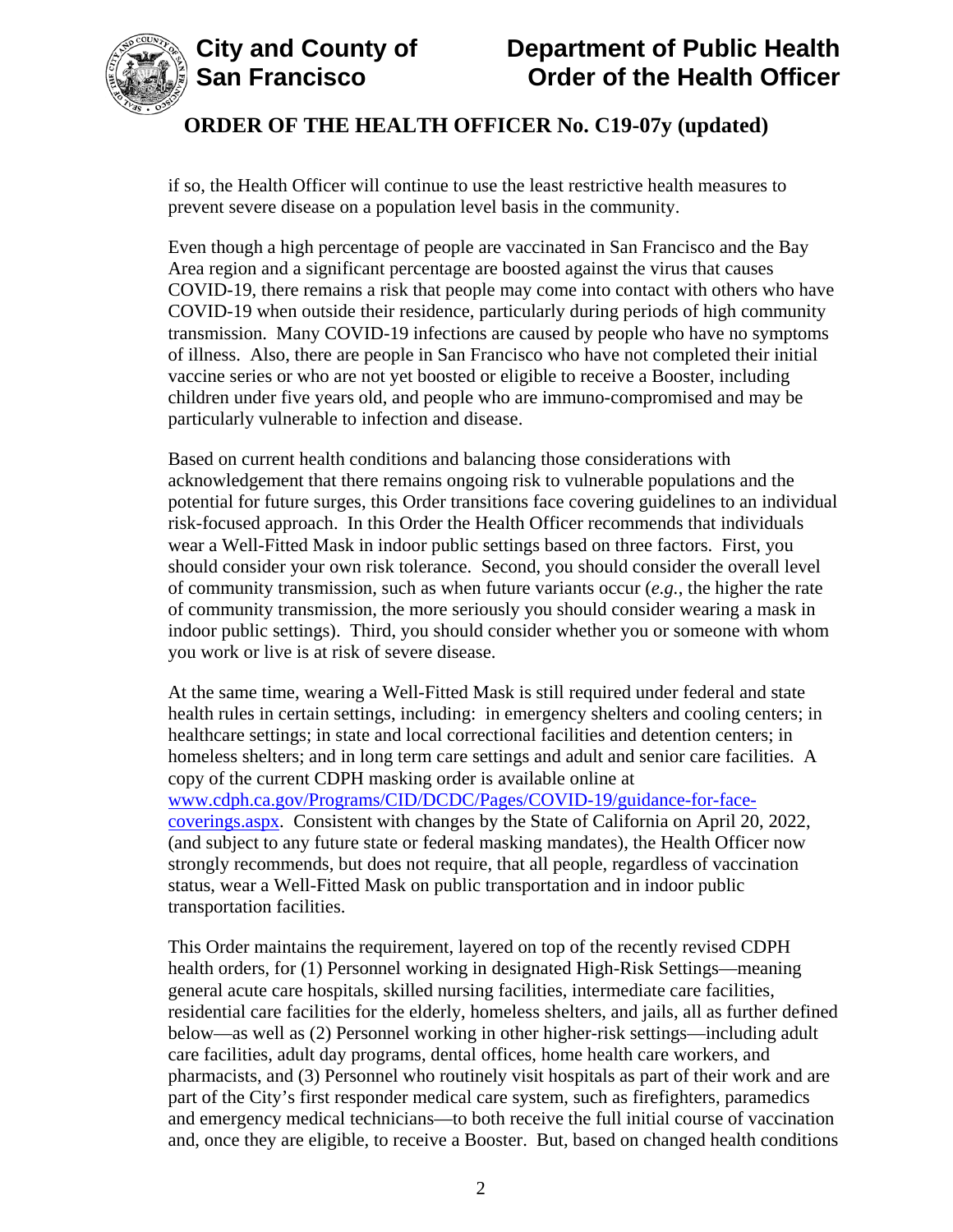if so, the Health Officer will continue to use the least restrictive health measures to prevent severe disease on a population level basis in the community.

Even though a high percentage of people are vaccinated in San Francisco and the Bay Area region and a significant percentage are boosted against the virus that causes COVID-19, there remains a risk that people may come into contact with others who have COVID-19 when outside their residence, particularly during periods of high community transmission. Many COVID-19 infections are caused by people who have no symptoms of illness. Also, there are people in San Francisco who have not completed their initial vaccine series or who are not yet boosted or eligible to receive a Booster, including children under five years old, and people who are immuno-compromised and may be particularly vulnerable to infection and disease.

Based on current health conditions and balancing those considerations with acknowledgement that there remains ongoing risk to vulnerable populations and the potential for future surges, this Order transitions face covering guidelines to an individual risk-focused approach. In this Order the Health Officer recommends that individuals wear a Well-Fitted Mask in indoor public settings based on three factors. First, you should consider your own risk tolerance. Second, you should consider the overall level of community transmission, such as when future variants occur (*e.g.*, the higher the rate of community transmission, the more seriously you should consider wearing a mask in indoor public settings). Third, you should consider whether you or someone with whom you work or live is at risk of severe disease.

At the same time, wearing a Well-Fitted Mask is still required under federal and state health rules in certain settings, including: in emergency shelters and cooling centers; in healthcare settings; in state and local correctional facilities and detention centers; in homeless shelters; and in long term care settings and adult and senior care facilities. A copy of the current CDPH masking order is available online at [www.cdph.ca.gov/Programs/CID/DCDC/Pages/COVID-19/guidance-for-face-coverings.aspx](www.cdph.ca.gov/Programs/CID/DCDC/Pages/COVID-19/guidance-for-face-coverings.aspx). Consistent with changes by the State of California on April 20, 2022, (and subject to any future state or federal masking mandates), the Health Officer now strongly recommends, but does not require, that all people, regardless of vaccination status, wear a Well-Fitted Mask on public transportation and in indoor public transportation facilities.

This Order maintains the requirement, layered on top of the recently revised CDPH health orders, for (1) Personnel working in designated High-Risk Settings—meaning general acute care hospitals, skilled nursing facilities, intermediate care facilities, residential care facilities for the elderly, homeless shelters, and jails, all as further defined below—as well as (2) Personnel working in other higher-risk settings—including adult care facilities, adult day programs, dental offices, home health care workers, and pharmacists, and (3) Personnel who routinely visit hospitals as part of their work and are part of the City's first responder medical care system, such as firefighters, paramedics and emergency medical technicians—to both receive the full initial course of vaccination and, once they are eligible, to receive a Booster. But, based on changed health conditions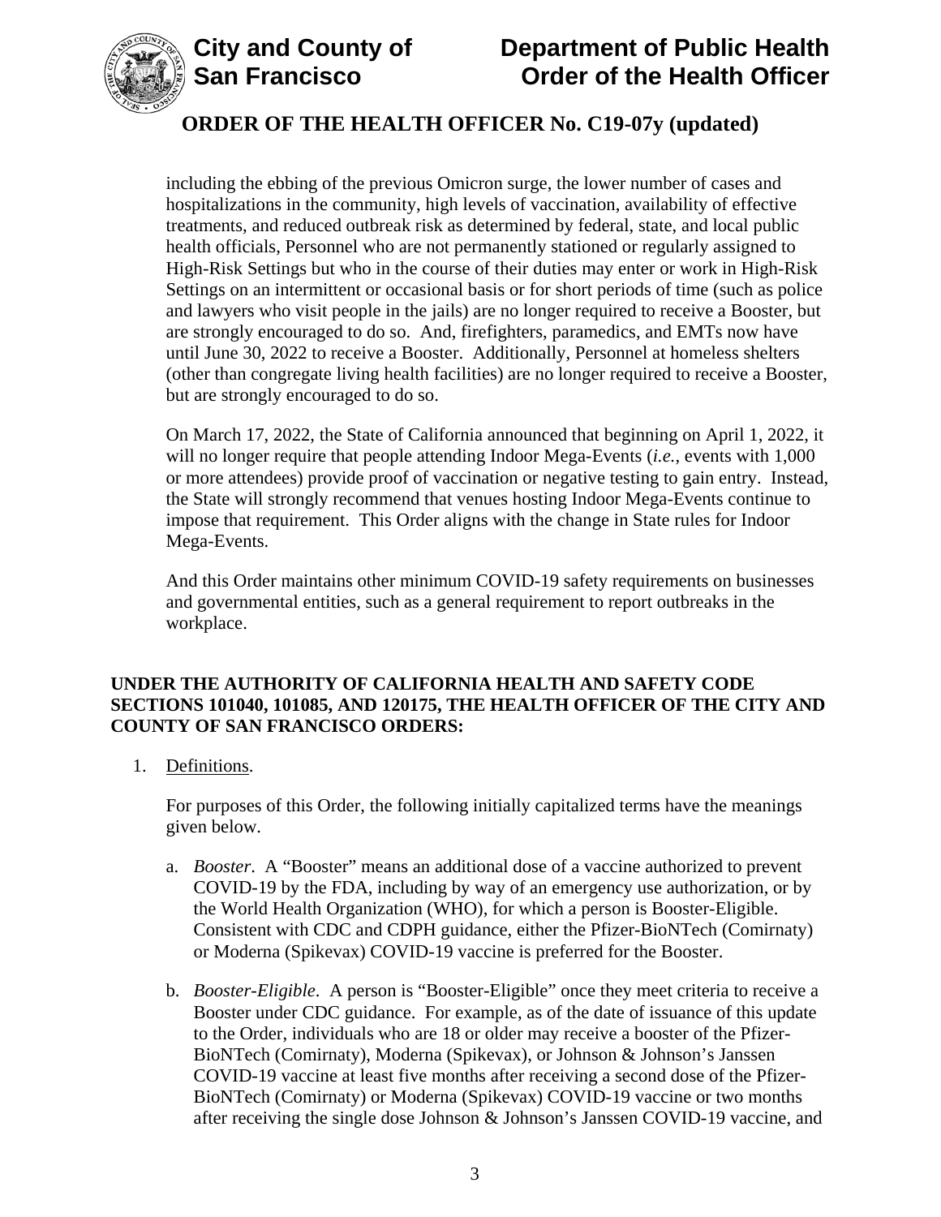including the ebbing of the previous Omicron surge, the lower number of cases and hospitalizations in the community, high levels of vaccination, availability of effective treatments, and reduced outbreak risk as determined by federal, state, and local public health officials, Personnel who are not permanently stationed or regularly assigned to High-Risk Settings but who in the course of their duties may enter or work in High-Risk Settings on an intermittent or occasional basis or for short periods of time (such as police and lawyers who visit people in the jails) are no longer required to receive a Booster, but are strongly encouraged to do so. And, firefighters, paramedics, and EMTs now have until June 30, 2022 to receive a Booster. Additionally, Personnel at homeless shelters (other than congregate living health facilities) are no longer required to receive a Booster, but are strongly encouraged to do so.

On March 17, 2022, the State of California announced that beginning on April 1, 2022, it will no longer require that people attending Indoor Mega-Events (*i.e.*, events with 1,000 or more attendees) provide proof of vaccination or negative testing to gain entry. Instead, the State will strongly recommend that venues hosting Indoor Mega-Events continue to impose that requirement. This Order aligns with the change in State rules for Indoor Mega-Events.

And this Order maintains other minimum COVID-19 safety requirements on businesses and governmental entities, such as a general requirement to report outbreaks in the workplace.

**UNDER THE AUTHORITY OF CALIFORNIA HEALTH AND SAFETY CODE SECTIONS 101040, 101085, AND 120175, THE HEALTH OFFICER OF THE CITY AND COUNTY OF SAN FRANCISCO ORDERS:**

1. Definitions.

   For purposes of this Order, the following initially capitalized terms have the meanings given below.

   a. *Booster*. A "Booster" means an additional dose of a vaccine authorized to prevent COVID-19 by the FDA, including by way of an emergency use authorization, or by the World Health Organization (WHO), for which a person is Booster-Eligible. Consistent with CDC and CDPH guidance, either the Pfizer-BioNTech (Comirnaty) or Moderna (Spikevax) COVID-19 vaccine is preferred for the Booster.

   b. *Booster-Eligible*. A person is "Booster-Eligible" once they meet criteria to receive a Booster under CDC guidance. For example, as of the date of issuance of this update to the Order, individuals who are 18 or older may receive a booster of the Pfizer-BioNTech (Comirnaty), Moderna (Spikevax), or Johnson & Johnson's Janssen COVID-19 vaccine at least five months after receiving a second dose of the Pfizer-BioNTech (Comirnaty) or Moderna (Spikevax) COVID-19 vaccine or two months after receiving the single dose Johnson & Johnson's Janssen COVID-19 vaccine, and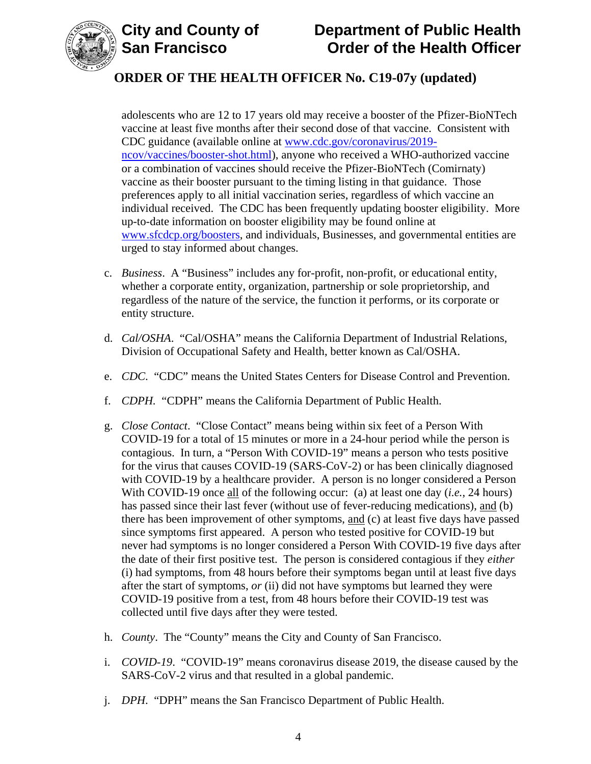adolescents who are 12 to 17 years old may receive a booster of the Pfizer-BioNTech vaccine at least five months after their second dose of that vaccine. Consistent with CDC guidance (available online at [www.cdc.gov/coronavirus/2019-ncov/vaccines/booster-shot.html](www.cdc.gov/coronavirus/2019-ncov/vaccines/booster-shot.html)), anyone who received a WHO-authorized vaccine or a combination of vaccines should receive the Pfizer-BioNTech (Comirnaty) vaccine as their booster pursuant to the timing listing in that guidance. Those preferences apply to all initial vaccination series, regardless of which vaccine an individual received. The CDC has been frequently updating booster eligibility. More up-to-date information on booster eligibility may be found online at [www.sfcdcp.org/boosters](www.sfcdcp.org/boosters), and individuals, Businesses, and governmental entities are urged to stay informed about changes.

c. *Business*. A "Business" includes any for-profit, non-profit, or educational entity, whether a corporate entity, organization, partnership or sole proprietorship, and regardless of the nature of the service, the function it performs, or its corporate or entity structure.

d. *Cal/OSHA*. "Cal/OSHA" means the California Department of Industrial Relations, Division of Occupational Safety and Health, better known as Cal/OSHA.

e. *CDC*. "CDC" means the United States Centers for Disease Control and Prevention.

f. *CDPH*. "CDPH" means the California Department of Public Health.

g. *Close Contact*. "Close Contact" means being within six feet of a Person With COVID-19 for a total of 15 minutes or more in a 24-hour period while the person is contagious. In turn, a "Person With COVID-19" means a person who tests positive for the virus that causes COVID-19 (SARS-CoV-2) or has been clinically diagnosed with COVID-19 by a healthcare provider. A person is no longer considered a Person With COVID-19 once all of the following occur: (a) at least one day (*i.e.*, 24 hours) has passed since their last fever (without use of fever-reducing medications), and (b) there has been improvement of other symptoms, and (c) at least five days have passed since symptoms first appeared. A person who tested positive for COVID-19 but never had symptoms is no longer considered a Person With COVID-19 five days after the date of their first positive test. The person is considered contagious if they *either* (i) had symptoms, from 48 hours before their symptoms began until at least five days after the start of symptoms, *or* (ii) did not have symptoms but learned they were COVID-19 positive from a test, from 48 hours before their COVID-19 test was collected until five days after they were tested.

h. *County*. The "County" means the City and County of San Francisco.

i. *COVID-19*. "COVID-19" means coronavirus disease 2019, the disease caused by the SARS-CoV-2 virus and that resulted in a global pandemic.

j. *DPH*. "DPH" means the San Francisco Department of Public Health.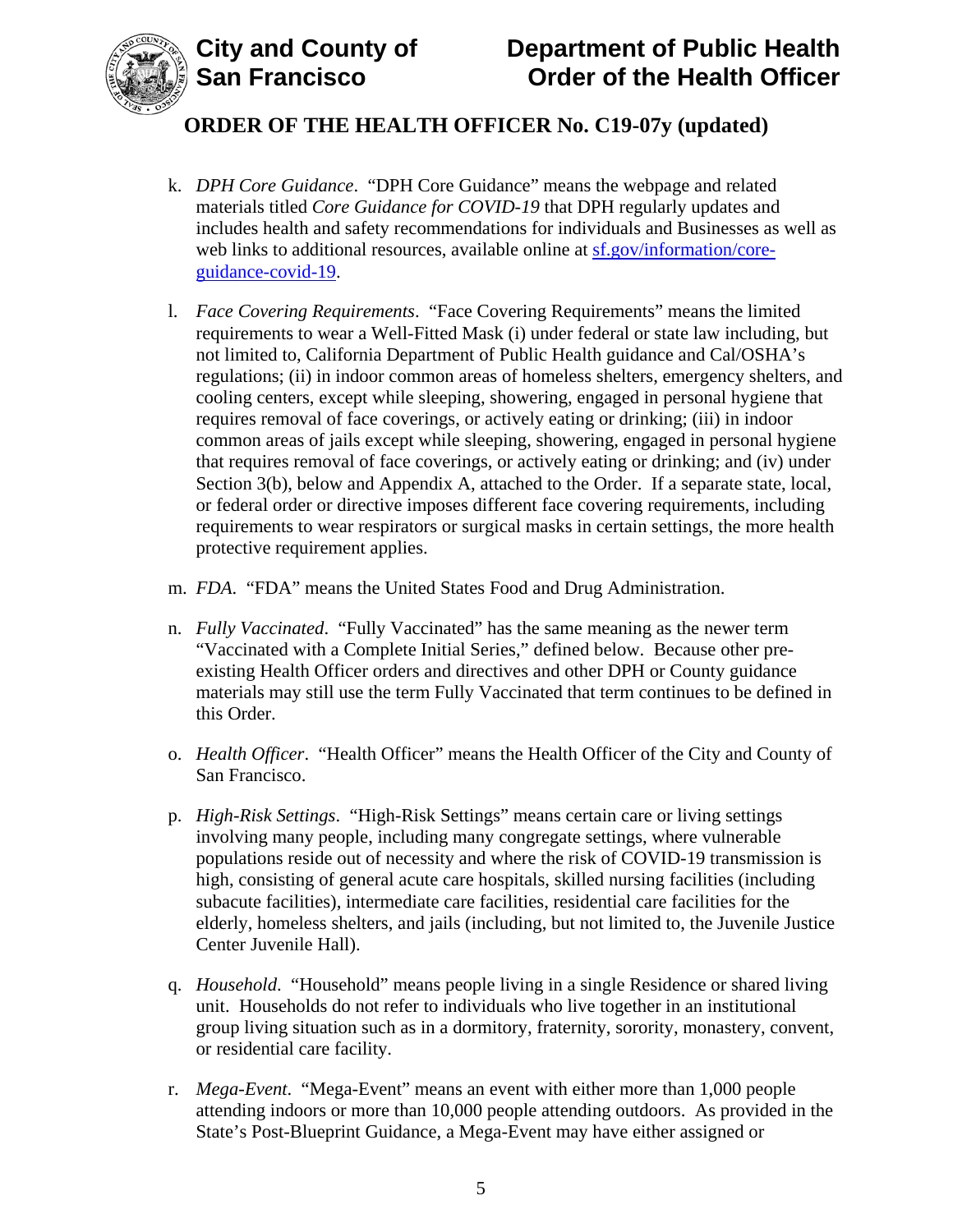k. *DPH Core Guidance*. "DPH Core Guidance" means the webpage and related materials titled *Core Guidance for COVID-19* that DPH regularly updates and includes health and safety recommendations for individuals and Businesses as well as web links to additional resources, available online at [sf.gov/information/core-guidance-covid-19](sf.gov/information/core-guidance-covid-19).

l. *Face Covering Requirements*. "Face Covering Requirements" means the limited requirements to wear a Well-Fitted Mask (i) under federal or state law including, but not limited to, California Department of Public Health guidance and Cal/OSHA's regulations; (ii) in indoor common areas of homeless shelters, emergency shelters, and cooling centers, except while sleeping, showering, engaged in personal hygiene that requires removal of face coverings, or actively eating or drinking; (iii) in indoor common areas of jails except while sleeping, showering, engaged in personal hygiene that requires removal of face coverings, or actively eating or drinking; and (iv) under Section 3(b), below and Appendix A, attached to the Order. If a separate state, local, or federal order or directive imposes different face covering requirements, including requirements to wear respirators or surgical masks in certain settings, the more health protective requirement applies.

m. *FDA*. "FDA" means the United States Food and Drug Administration.

n. *Fully Vaccinated*. "Fully Vaccinated" has the same meaning as the newer term "Vaccinated with a Complete Initial Series," defined below. Because other pre-existing Health Officer orders and directives and other DPH or County guidance materials may still use the term Fully Vaccinated that term continues to be defined in this Order.

o. *Health Officer*. "Health Officer" means the Health Officer of the City and County of San Francisco.

p. *High-Risk Settings*. "High-Risk Settings" means certain care or living settings involving many people, including many congregate settings, where vulnerable populations reside out of necessity and where the risk of COVID-19 transmission is high, consisting of general acute care hospitals, skilled nursing facilities (including subacute facilities), intermediate care facilities, residential care facilities for the elderly, homeless shelters, and jails (including, but not limited to, the Juvenile Justice Center Juvenile Hall).

q. *Household*. "Household" means people living in a single Residence or shared living unit. Households do not refer to individuals who live together in an institutional group living situation such as in a dormitory, fraternity, sorority, monastery, convent, or residential care facility.

r. *Mega-Event*. "Mega-Event" means an event with either more than 1,000 people attending indoors or more than 10,000 people attending outdoors. As provided in the State's Post-Blueprint Guidance, a Mega-Event may have either assigned or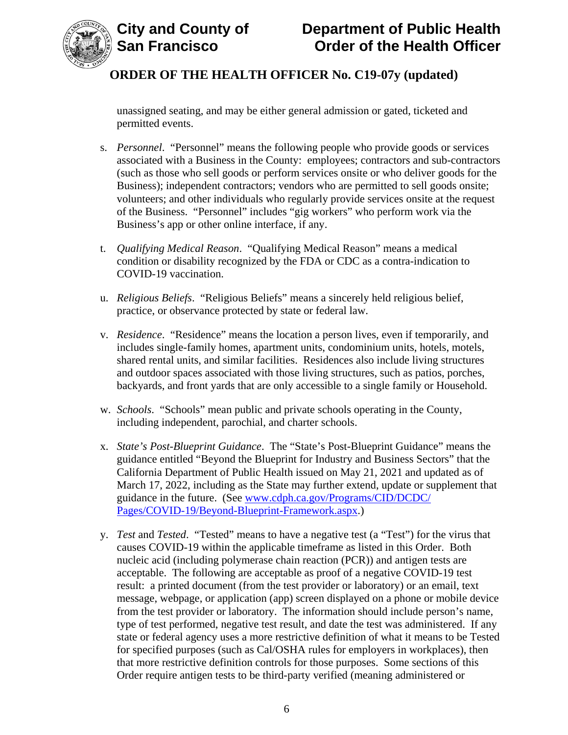unassigned seating, and may be either general admission or gated, ticketed and permitted events.

s. *Personnel*. "Personnel" means the following people who provide goods or services associated with a Business in the County: employees; contractors and sub-contractors (such as those who sell goods or perform services onsite or who deliver goods for the Business); independent contractors; vendors who are permitted to sell goods onsite; volunteers; and other individuals who regularly provide services onsite at the request of the Business. "Personnel" includes "gig workers" who perform work via the Business's app or other online interface, if any.

t. *Qualifying Medical Reason*. "Qualifying Medical Reason" means a medical condition or disability recognized by the FDA or CDC as a contra-indication to COVID-19 vaccination.

u. *Religious Beliefs*. "Religious Beliefs" means a sincerely held religious belief, practice, or observance protected by state or federal law.

v. *Residence*. "Residence" means the location a person lives, even if temporarily, and includes single-family homes, apartment units, condominium units, hotels, motels, shared rental units, and similar facilities. Residences also include living structures and outdoor spaces associated with those living structures, such as patios, porches, backyards, and front yards that are only accessible to a single family or Household.

w. *Schools*. "Schools" mean public and private schools operating in the County, including independent, parochial, and charter schools.

x. *State's Post-Blueprint Guidance*. The "State's Post-Blueprint Guidance" means the guidance entitled "Beyond the Blueprint for Industry and Business Sectors" that the California Department of Public Health issued on May 21, 2021 and updated as of March 17, 2022, including as the State may further extend, update or supplement that guidance in the future. (See [www.cdph.ca.gov/Programs/CID/DCDC/Pages/COVID-19/Beyond-Blueprint-Framework.aspx](www.cdph.ca.gov/Programs/CID/DCDC/Pages/COVID-19/Beyond-Blueprint-Framework.aspx).)

y. *Test* and *Tested*. "Tested" means to have a negative test (a "Test") for the virus that causes COVID-19 within the applicable timeframe as listed in this Order. Both nucleic acid (including polymerase chain reaction (PCR)) and antigen tests are acceptable. The following are acceptable as proof of a negative COVID-19 test result: a printed document (from the test provider or laboratory) or an email, text message, webpage, or application (app) screen displayed on a phone or mobile device from the test provider or laboratory. The information should include person's name, type of test performed, negative test result, and date the test was administered. If any state or federal agency uses a more restrictive definition of what it means to be Tested for specified purposes (such as Cal/OSHA rules for employers in workplaces), then that more restrictive definition controls for those purposes. Some sections of this Order require antigen tests to be third-party verified (meaning administered or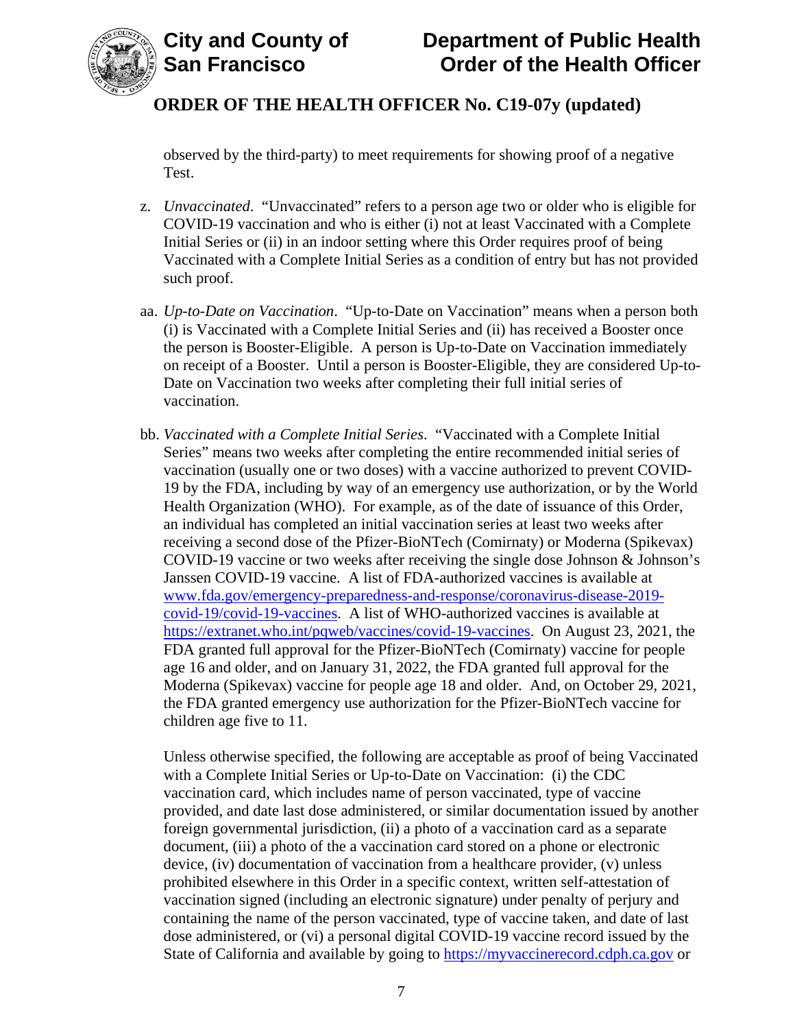observed by the third-party) to meet requirements for showing proof of a negative Test.

z. *Unvaccinated*. "Unvaccinated" refers to a person age two or older who is eligible for COVID-19 vaccination and who is either (i) not at least Vaccinated with a Complete Initial Series or (ii) in an indoor setting where this Order requires proof of being Vaccinated with a Complete Initial Series as a condition of entry but has not provided such proof.

aa. *Up-to-Date on Vaccination*. "Up-to-Date on Vaccination" means when a person both (i) is Vaccinated with a Complete Initial Series and (ii) has received a Booster once the person is Booster-Eligible. A person is Up-to-Date on Vaccination immediately on receipt of a Booster. Until a person is Booster-Eligible, they are considered Up-to-Date on Vaccination two weeks after completing their full initial series of vaccination.

bb. *Vaccinated with a Complete Initial Series*. "Vaccinated with a Complete Initial Series" means two weeks after completing the entire recommended initial series of vaccination (usually one or two doses) with a vaccine authorized to prevent COVID-19 by the FDA, including by way of an emergency use authorization, or by the World Health Organization (WHO). For example, as of the date of issuance of this Order, an individual has completed an initial vaccination series at least two weeks after receiving a second dose of the Pfizer-BioNTech (Comirnaty) or Moderna (Spikevax) COVID-19 vaccine or two weeks after receiving the single dose Johnson & Johnson's Janssen COVID-19 vaccine. A list of FDA-authorized vaccines is available at [www.fda.gov/emergency-preparedness-and-response/coronavirus-disease-2019-covid-19/covid-19-vaccines](www.fda.gov/emergency-preparedness-and-response/coronavirus-disease-2019-covid-19/covid-19-vaccines). A list of WHO-authorized vaccines is available at [https://extranet.who.int/pqweb/vaccines/covid-19-vaccines](https://extranet.who.int/pqweb/vaccines/covid-19-vaccines). On August 23, 2021, the FDA granted full approval for the Pfizer-BioNTech (Comirnaty) vaccine for people age 16 and older, and on January 31, 2022, the FDA granted full approval for the Moderna (Spikevax) vaccine for people age 18 and older. And, on October 29, 2021, the FDA granted emergency use authorization for the Pfizer-BioNTech vaccine for children age five to 11.

Unless otherwise specified, the following are acceptable as proof of being Vaccinated with a Complete Initial Series or Up-to-Date on Vaccination: (i) the CDC vaccination card, which includes name of person vaccinated, type of vaccine provided, and date last dose administered, or similar documentation issued by another foreign governmental jurisdiction, (ii) a photo of a vaccination card as a separate document, (iii) a photo of the a vaccination card stored on a phone or electronic device, (iv) documentation of vaccination from a healthcare provider, (v) unless prohibited elsewhere in this Order in a specific context, written self-attestation of vaccination signed (including an electronic signature) under penalty of perjury and containing the name of the person vaccinated, type of vaccine taken, and date of last dose administered, or (vi) a personal digital COVID-19 vaccine record issued by the State of California and available by going to [https://myvaccinerecord.cdph.ca.gov](https://myvaccinerecord.cdph.ca.gov) or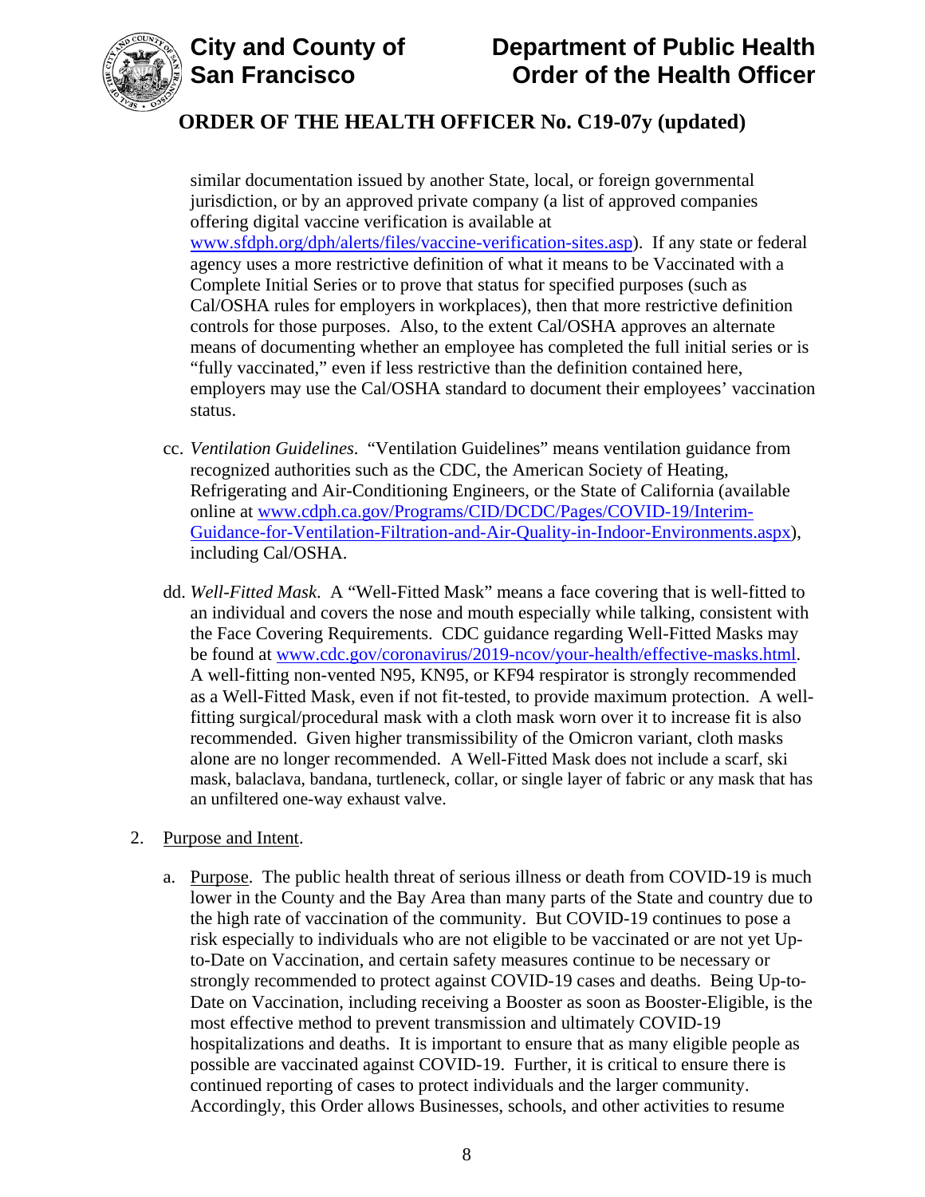similar documentation issued by another State, local, or foreign governmental jurisdiction, or by an approved private company (a list of approved companies offering digital vaccine verification is available at www.sfdph.org/dph/alerts/files/vaccine-verification-sites.asp). If any state or federal agency uses a more restrictive definition of what it means to be Vaccinated with a Complete Initial Series or to prove that status for specified purposes (such as Cal/OSHA rules for employers in workplaces), then that more restrictive definition controls for those purposes. Also, to the extent Cal/OSHA approves an alternate means of documenting whether an employee has completed the full initial series or is "fully vaccinated," even if less restrictive than the definition contained here, employers may use the Cal/OSHA standard to document their employees' vaccination status.

cc. *Ventilation Guidelines*. "Ventilation Guidelines" means ventilation guidance from recognized authorities such as the CDC, the American Society of Heating, Refrigerating and Air-Conditioning Engineers, or the State of California (available online at www.cdph.ca.gov/Programs/CID/DCDC/Pages/COVID-19/Interim-Guidance-for-Ventilation-Filtration-and-Air-Quality-in-Indoor-Environments.aspx), including Cal/OSHA.

dd. *Well-Fitted Mask*. A "Well-Fitted Mask" means a face covering that is well-fitted to an individual and covers the nose and mouth especially while talking, consistent with the Face Covering Requirements. CDC guidance regarding Well-Fitted Masks may be found at www.cdc.gov/coronavirus/2019-ncov/your-health/effective-masks.html. A well-fitting non-vented N95, KN95, or KF94 respirator is strongly recommended as a Well-Fitted Mask, even if not fit-tested, to provide maximum protection. A well-fitting surgical/procedural mask with a cloth mask worn over it to increase fit is also recommended. Given higher transmissibility of the Omicron variant, cloth masks alone are no longer recommended. A Well-Fitted Mask does not include a scarf, ski mask, balaclava, bandana, turtleneck, collar, or single layer of fabric or any mask that has an unfiltered one-way exhaust valve.

2. Purpose and Intent.

   a. Purpose. The public health threat of serious illness or death from COVID-19 is much lower in the County and the Bay Area than many parts of the State and country due to the high rate of vaccination of the community. But COVID-19 continues to pose a risk especially to individuals who are not eligible to be vaccinated or are not yet Up-to-Date on Vaccination, and certain safety measures continue to be necessary or strongly recommended to protect against COVID-19 cases and deaths. Being Up-to-Date on Vaccination, including receiving a Booster as soon as Booster-Eligible, is the most effective method to prevent transmission and ultimately COVID-19 hospitalizations and deaths. It is important to ensure that as many eligible people as possible are vaccinated against COVID-19. Further, it is critical to ensure there is continued reporting of cases to protect individuals and the larger community. Accordingly, this Order allows Businesses, schools, and other activities to resume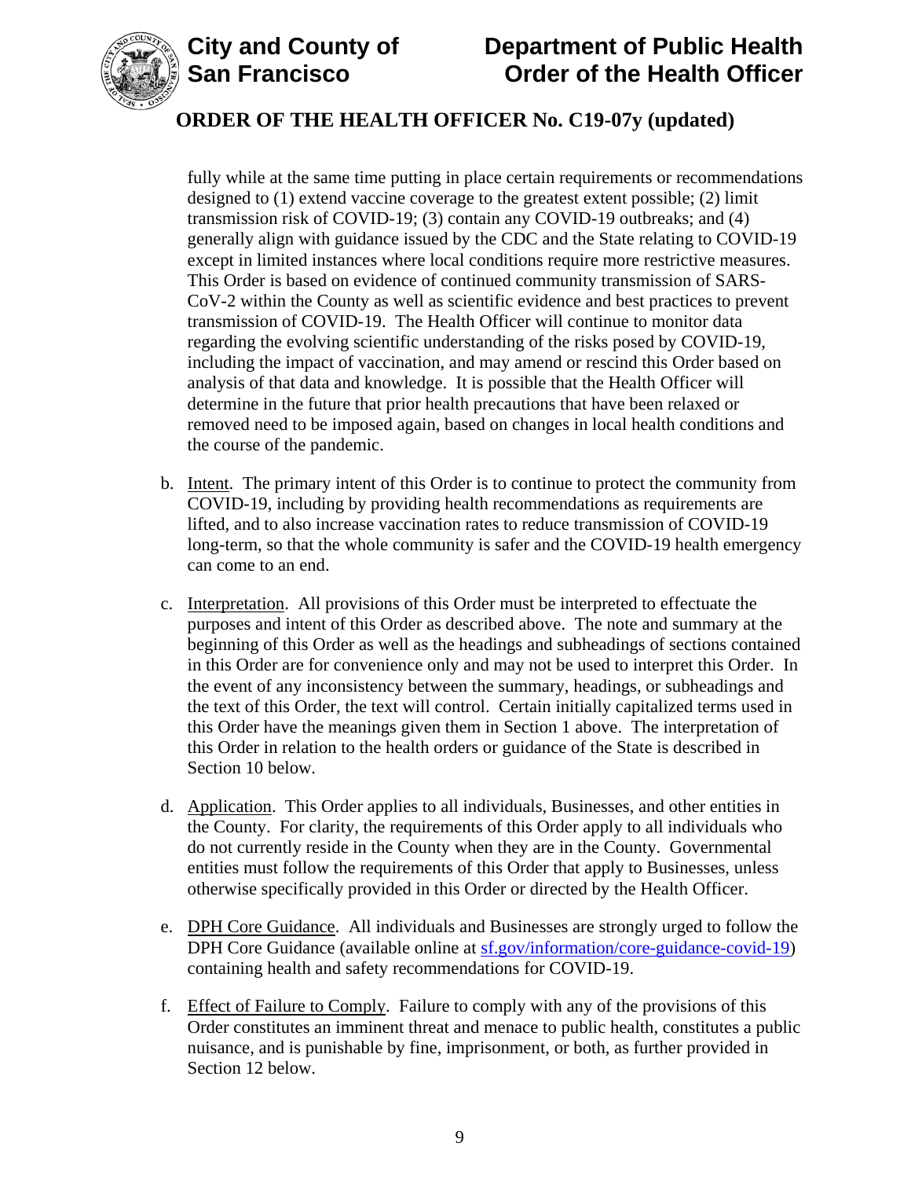fully while at the same time putting in place certain requirements or recommendations designed to (1) extend vaccine coverage to the greatest extent possible; (2) limit transmission risk of COVID-19; (3) contain any COVID-19 outbreaks; and (4) generally align with guidance issued by the CDC and the State relating to COVID-19 except in limited instances where local conditions require more restrictive measures. This Order is based on evidence of continued community transmission of SARS-CoV-2 within the County as well as scientific evidence and best practices to prevent transmission of COVID-19. The Health Officer will continue to monitor data regarding the evolving scientific understanding of the risks posed by COVID-19, including the impact of vaccination, and may amend or rescind this Order based on analysis of that data and knowledge. It is possible that the Health Officer will determine in the future that prior health precautions that have been relaxed or removed need to be imposed again, based on changes in local health conditions and the course of the pandemic.

b. Intent. The primary intent of this Order is to continue to protect the community from COVID-19, including by providing health recommendations as requirements are lifted, and to also increase vaccination rates to reduce transmission of COVID-19 long-term, so that the whole community is safer and the COVID-19 health emergency can come to an end.

c. Interpretation. All provisions of this Order must be interpreted to effectuate the purposes and intent of this Order as described above. The note and summary at the beginning of this Order as well as the headings and subheadings of sections contained in this Order are for convenience only and may not be used to interpret this Order. In the event of any inconsistency between the summary, headings, or subheadings and the text of this Order, the text will control. Certain initially capitalized terms used in this Order have the meanings given them in Section 1 above. The interpretation of this Order in relation to the health orders or guidance of the State is described in Section 10 below.

d. Application. This Order applies to all individuals, Businesses, and other entities in the County. For clarity, the requirements of this Order apply to all individuals who do not currently reside in the County when they are in the County. Governmental entities must follow the requirements of this Order that apply to Businesses, unless otherwise specifically provided in this Order or directed by the Health Officer.

e. DPH Core Guidance. All individuals and Businesses are strongly urged to follow the DPH Core Guidance (available online at sf.gov/information/core-guidance-covid-19) containing health and safety recommendations for COVID-19.

f. Effect of Failure to Comply. Failure to comply with any of the provisions of this Order constitutes an imminent threat and menace to public health, constitutes a public nuisance, and is punishable by fine, imprisonment, or both, as further provided in Section 12 below.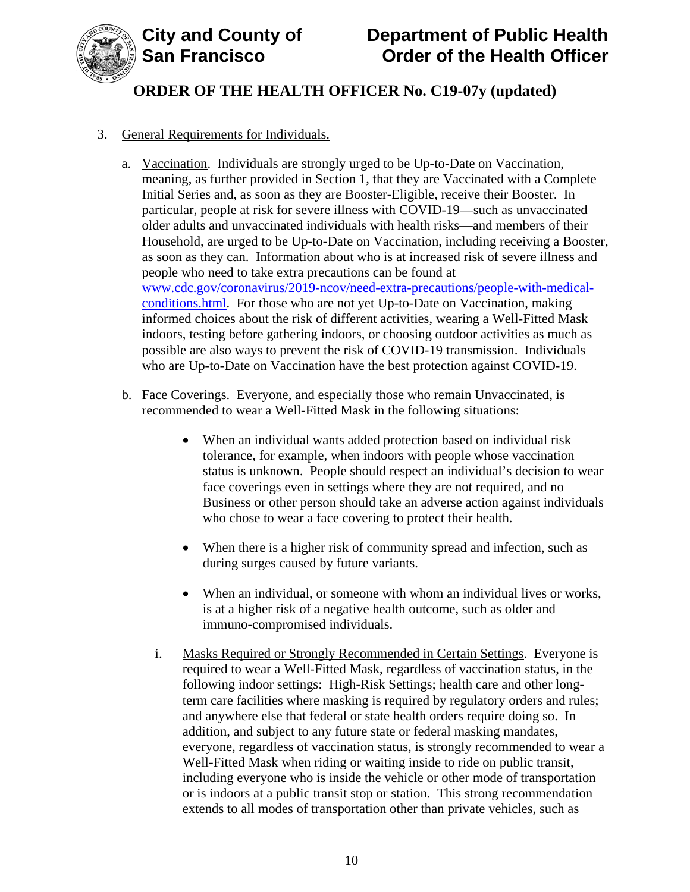3. General Requirements for Individuals.

   a. Vaccination. Individuals are strongly urged to be Up-to-Date on Vaccination, meaning, as further provided in Section 1, that they are Vaccinated with a Complete Initial Series and, as soon as they are Booster-Eligible, receive their Booster. In particular, people at risk for severe illness with COVID-19—such as unvaccinated older adults and unvaccinated individuals with health risks—and members of their Household, are urged to be Up-to-Date on Vaccination, including receiving a Booster, as soon as they can. Information about who is at increased risk of severe illness and people who need to take extra precautions can be found at [www.cdc.gov/coronavirus/2019-ncov/need-extra-precautions/people-with-medical-conditions.html](www.cdc.gov/coronavirus/2019-ncov/need-extra-precautions/people-with-medical-conditions.html). For those who are not yet Up-to-Date on Vaccination, making informed choices about the risk of different activities, wearing a Well-Fitted Mask indoors, testing before gathering indoors, or choosing outdoor activities as much as possible are also ways to prevent the risk of COVID-19 transmission. Individuals who are Up-to-Date on Vaccination have the best protection against COVID-19.

   b. Face Coverings. Everyone, and especially those who remain Unvaccinated, is recommended to wear a Well-Fitted Mask in the following situations:

      - When an individual wants added protection based on individual risk tolerance, for example, when indoors with people whose vaccination status is unknown. People should respect an individual's decision to wear face coverings even in settings where they are not required, and no Business or other person should take an adverse action against individuals who chose to wear a face covering to protect their health.

      - When there is a higher risk of community spread and infection, such as during surges caused by future variants.

      - When an individual, or someone with whom an individual lives or works, is at a higher risk of a negative health outcome, such as older and immuno-compromised individuals.

      i. Masks Required or Strongly Recommended in Certain Settings. Everyone is required to wear a Well-Fitted Mask, regardless of vaccination status, in the following indoor settings: High-Risk Settings; health care and other long-term care facilities where masking is required by regulatory orders and rules; and anywhere else that federal or state health orders require doing so. In addition, and subject to any future state or federal masking mandates, everyone, regardless of vaccination status, is strongly recommended to wear a Well-Fitted Mask when riding or waiting inside to ride on public transit, including everyone who is inside the vehicle or other mode of transportation or is indoors at a public transit stop or station. This strong recommendation extends to all modes of transportation other than private vehicles, such as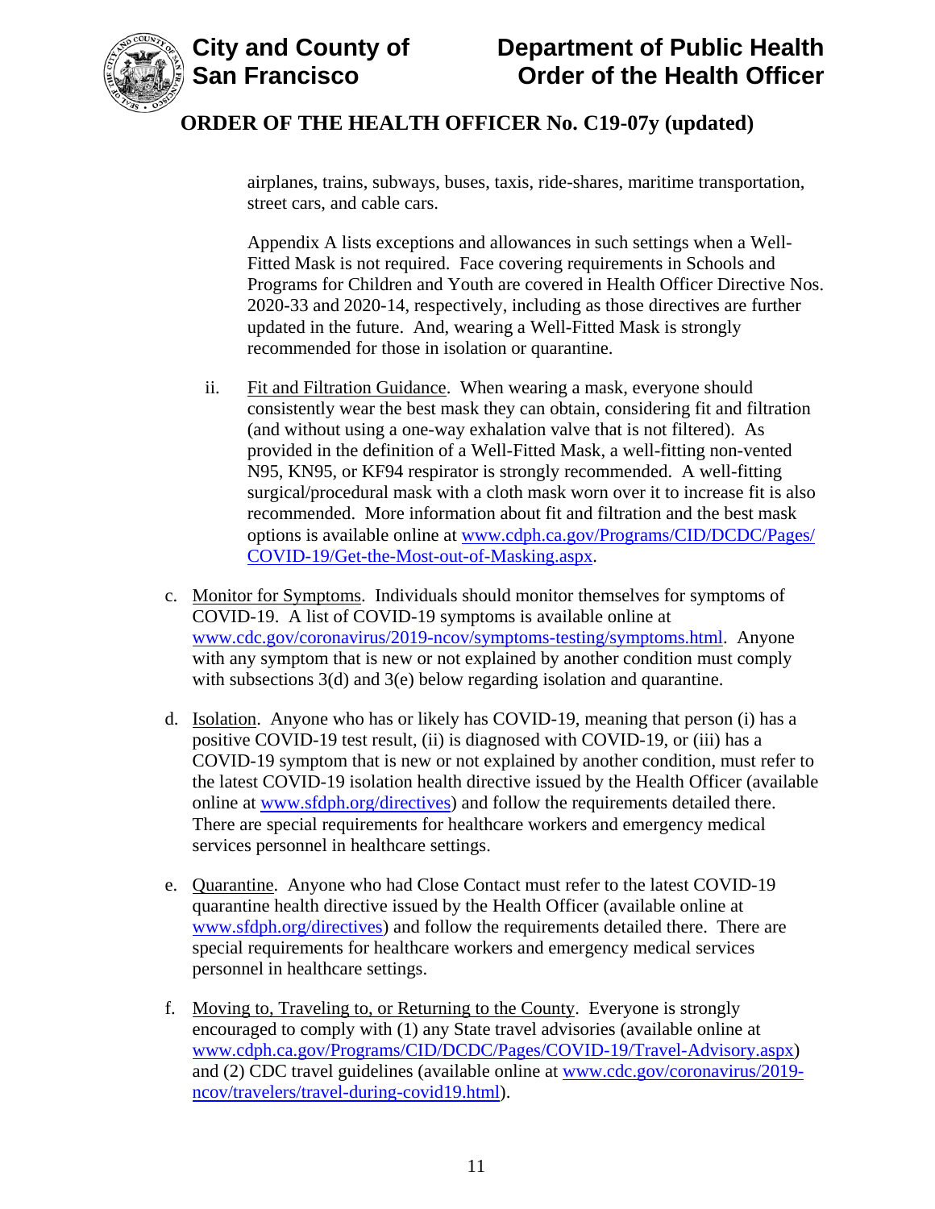airplanes, trains, subways, buses, taxis, ride-shares, maritime transportation, street cars, and cable cars.

Appendix A lists exceptions and allowances in such settings when a Well-Fitted Mask is not required. Face covering requirements in Schools and Programs for Children and Youth are covered in Health Officer Directive Nos. 2020-33 and 2020-14, respectively, including as those directives are further updated in the future. And, wearing a Well-Fitted Mask is strongly recommended for those in isolation or quarantine.

ii. Fit and Filtration Guidance. When wearing a mask, everyone should consistently wear the best mask they can obtain, considering fit and filtration (and without using a one-way exhalation valve that is not filtered). As provided in the definition of a Well-Fitted Mask, a well-fitting non-vented N95, KN95, or KF94 respirator is strongly recommended. A well-fitting surgical/procedural mask with a cloth mask worn over it to increase fit is also recommended. More information about fit and filtration and the best mask options is available online at www.cdph.ca.gov/Programs/CID/DCDC/Pages/COVID-19/Get-the-Most-out-of-Masking.aspx.

c. Monitor for Symptoms. Individuals should monitor themselves for symptoms of COVID-19. A list of COVID-19 symptoms is available online at www.cdc.gov/coronavirus/2019-ncov/symptoms-testing/symptoms.html. Anyone with any symptom that is new or not explained by another condition must comply with subsections 3(d) and 3(e) below regarding isolation and quarantine.

d. Isolation. Anyone who has or likely has COVID-19, meaning that person (i) has a positive COVID-19 test result, (ii) is diagnosed with COVID-19, or (iii) has a COVID-19 symptom that is new or not explained by another condition, must refer to the latest COVID-19 isolation health directive issued by the Health Officer (available online at www.sfdph.org/directives) and follow the requirements detailed there. There are special requirements for healthcare workers and emergency medical services personnel in healthcare settings.

e. Quarantine. Anyone who had Close Contact must refer to the latest COVID-19 quarantine health directive issued by the Health Officer (available online at www.sfdph.org/directives) and follow the requirements detailed there. There are special requirements for healthcare workers and emergency medical services personnel in healthcare settings.

f. Moving to, Traveling to, or Returning to the County. Everyone is strongly encouraged to comply with (1) any State travel advisories (available online at www.cdph.ca.gov/Programs/CID/DCDC/Pages/COVID-19/Travel-Advisory.aspx) and (2) CDC travel guidelines (available online at www.cdc.gov/coronavirus/2019-ncov/travelers/travel-during-covid19.html).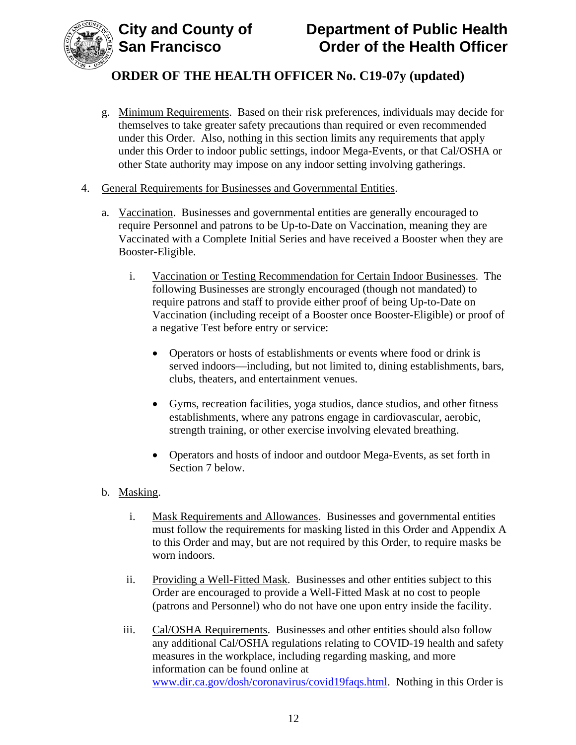g. Minimum Requirements. Based on their risk preferences, individuals may decide for themselves to take greater safety precautions than required or even recommended under this Order. Also, nothing in this section limits any requirements that apply under this Order to indoor public settings, indoor Mega-Events, or that Cal/OSHA or other State authority may impose on any indoor setting involving gatherings.

4. General Requirements for Businesses and Governmental Entities.

   a. Vaccination. Businesses and governmental entities are generally encouraged to require Personnel and patrons to be Up-to-Date on Vaccination, meaning they are Vaccinated with a Complete Initial Series and have received a Booster when they are Booster-Eligible.

      i. Vaccination or Testing Recommendation for Certain Indoor Businesses. The following Businesses are strongly encouraged (though not mandated) to require patrons and staff to provide either proof of being Up-to-Date on Vaccination (including receipt of a Booster once Booster-Eligible) or proof of a negative Test before entry or service:

         - Operators or hosts of establishments or events where food or drink is served indoors—including, but not limited to, dining establishments, bars, clubs, theaters, and entertainment venues.

         - Gyms, recreation facilities, yoga studios, dance studios, and other fitness establishments, where any patrons engage in cardiovascular, aerobic, strength training, or other exercise involving elevated breathing.

         - Operators and hosts of indoor and outdoor Mega-Events, as set forth in Section 7 below.

   b. Masking.

      i. Mask Requirements and Allowances. Businesses and governmental entities must follow the requirements for masking listed in this Order and Appendix A to this Order and may, but are not required by this Order, to require masks be worn indoors.

      ii. Providing a Well-Fitted Mask. Businesses and other entities subject to this Order are encouraged to provide a Well-Fitted Mask at no cost to people (patrons and Personnel) who do not have one upon entry inside the facility.

      iii. Cal/OSHA Requirements. Businesses and other entities should also follow any additional Cal/OSHA regulations relating to COVID-19 health and safety measures in the workplace, including regarding masking, and more information can be found online at www.dir.ca.gov/dosh/coronavirus/covid19faqs.html. Nothing in this Order is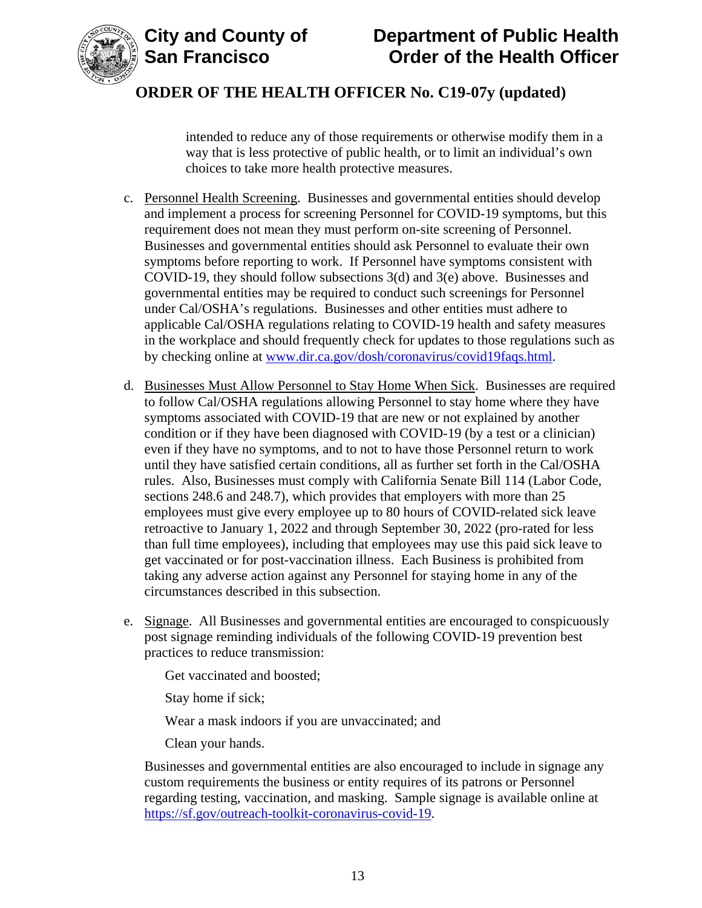intended to reduce any of those requirements or otherwise modify them in a way that is less protective of public health, or to limit an individual's own choices to take more health protective measures.

c. Personnel Health Screening. Businesses and governmental entities should develop and implement a process for screening Personnel for COVID-19 symptoms, but this requirement does not mean they must perform on-site screening of Personnel. Businesses and governmental entities should ask Personnel to evaluate their own symptoms before reporting to work. If Personnel have symptoms consistent with COVID-19, they should follow subsections 3(d) and 3(e) above. Businesses and governmental entities may be required to conduct such screenings for Personnel under Cal/OSHA's regulations. Businesses and other entities must adhere to applicable Cal/OSHA regulations relating to COVID-19 health and safety measures in the workplace and should frequently check for updates to those regulations such as by checking online at [www.dir.ca.gov/dosh/coronavirus/covid19faqs.html](www.dir.ca.gov/dosh/coronavirus/covid19faqs.html).

d. Businesses Must Allow Personnel to Stay Home When Sick. Businesses are required to follow Cal/OSHA regulations allowing Personnel to stay home where they have symptoms associated with COVID-19 that are new or not explained by another condition or if they have been diagnosed with COVID-19 (by a test or a clinician) even if they have no symptoms, and to not to have those Personnel return to work until they have satisfied certain conditions, all as further set forth in the Cal/OSHA rules. Also, Businesses must comply with California Senate Bill 114 (Labor Code, sections 248.6 and 248.7), which provides that employers with more than 25 employees must give every employee up to 80 hours of COVID-related sick leave retroactive to January 1, 2022 and through September 30, 2022 (pro-rated for less than full time employees), including that employees may use this paid sick leave to get vaccinated or for post-vaccination illness. Each Business is prohibited from taking any adverse action against any Personnel for staying home in any of the circumstances described in this subsection.

e. Signage. All Businesses and governmental entities are encouraged to conspicuously post signage reminding individuals of the following COVID-19 prevention best practices to reduce transmission:

   Get vaccinated and boosted;

   Stay home if sick;

   Wear a mask indoors if you are unvaccinated; and

   Clean your hands.

   Businesses and governmental entities are also encouraged to include in signage any custom requirements the business or entity requires of its patrons or Personnel regarding testing, vaccination, and masking. Sample signage is available online at [https://sf.gov/outreach-toolkit-coronavirus-covid-19](https://sf.gov/outreach-toolkit-coronavirus-covid-19).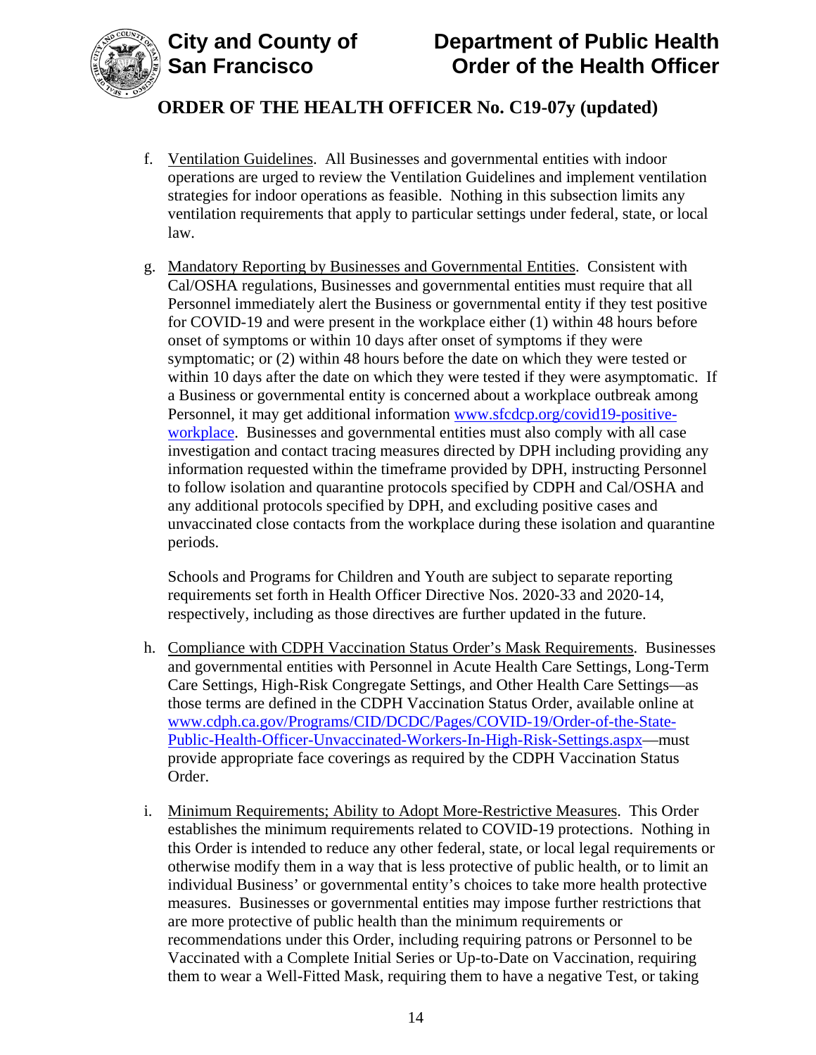f. <u>Ventilation Guidelines</u>. All Businesses and governmental entities with indoor operations are urged to review the Ventilation Guidelines and implement ventilation strategies for indoor operations as feasible. Nothing in this subsection limits any ventilation requirements that apply to particular settings under federal, state, or local law.

g. <u>Mandatory Reporting by Businesses and Governmental Entities</u>. Consistent with Cal/OSHA regulations, Businesses and governmental entities must require that all Personnel immediately alert the Business or governmental entity if they test positive for COVID-19 and were present in the workplace either (1) within 48 hours before onset of symptoms or within 10 days after onset of symptoms if they were symptomatic; or (2) within 48 hours before the date on which they were tested or within 10 days after the date on which they were tested if they were asymptomatic. If a Business or governmental entity is concerned about a workplace outbreak among Personnel, it may get additional information [www.sfcdcp.org/covid19-positive-workplace](http://www.sfcdcp.org/covid19-positive-workplace). Businesses and governmental entities must also comply with all case investigation and contact tracing measures directed by DPH including providing any information requested within the timeframe provided by DPH, instructing Personnel to follow isolation and quarantine protocols specified by CDPH and Cal/OSHA and any additional protocols specified by DPH, and excluding positive cases and unvaccinated close contacts from the workplace during these isolation and quarantine periods.

   Schools and Programs for Children and Youth are subject to separate reporting requirements set forth in Health Officer Directive Nos. 2020-33 and 2020-14, respectively, including as those directives are further updated in the future.

h. <u>Compliance with CDPH Vaccination Status Order's Mask Requirements</u>. Businesses and governmental entities with Personnel in Acute Health Care Settings, Long-Term Care Settings, High-Risk Congregate Settings, and Other Health Care Settings—as those terms are defined in the CDPH Vaccination Status Order, available online at [www.cdph.ca.gov/Programs/CID/DCDC/Pages/COVID-19/Order-of-the-State-Public-Health-Officer-Unvaccinated-Workers-In-High-Risk-Settings.aspx](http://www.cdph.ca.gov/Programs/CID/DCDC/Pages/COVID-19/Order-of-the-State-Public-Health-Officer-Unvaccinated-Workers-In-High-Risk-Settings.aspx)—must provide appropriate face coverings as required by the CDPH Vaccination Status Order.

i. <u>Minimum Requirements; Ability to Adopt More-Restrictive Measures</u>. This Order establishes the minimum requirements related to COVID-19 protections. Nothing in this Order is intended to reduce any other federal, state, or local legal requirements or otherwise modify them in a way that is less protective of public health, or to limit an individual Business' or governmental entity's choices to take more health protective measures. Businesses or governmental entities may impose further restrictions that are more protective of public health than the minimum requirements or recommendations under this Order, including requiring patrons or Personnel to be Vaccinated with a Complete Initial Series or Up-to-Date on Vaccination, requiring them to wear a Well-Fitted Mask, requiring them to have a negative Test, or taking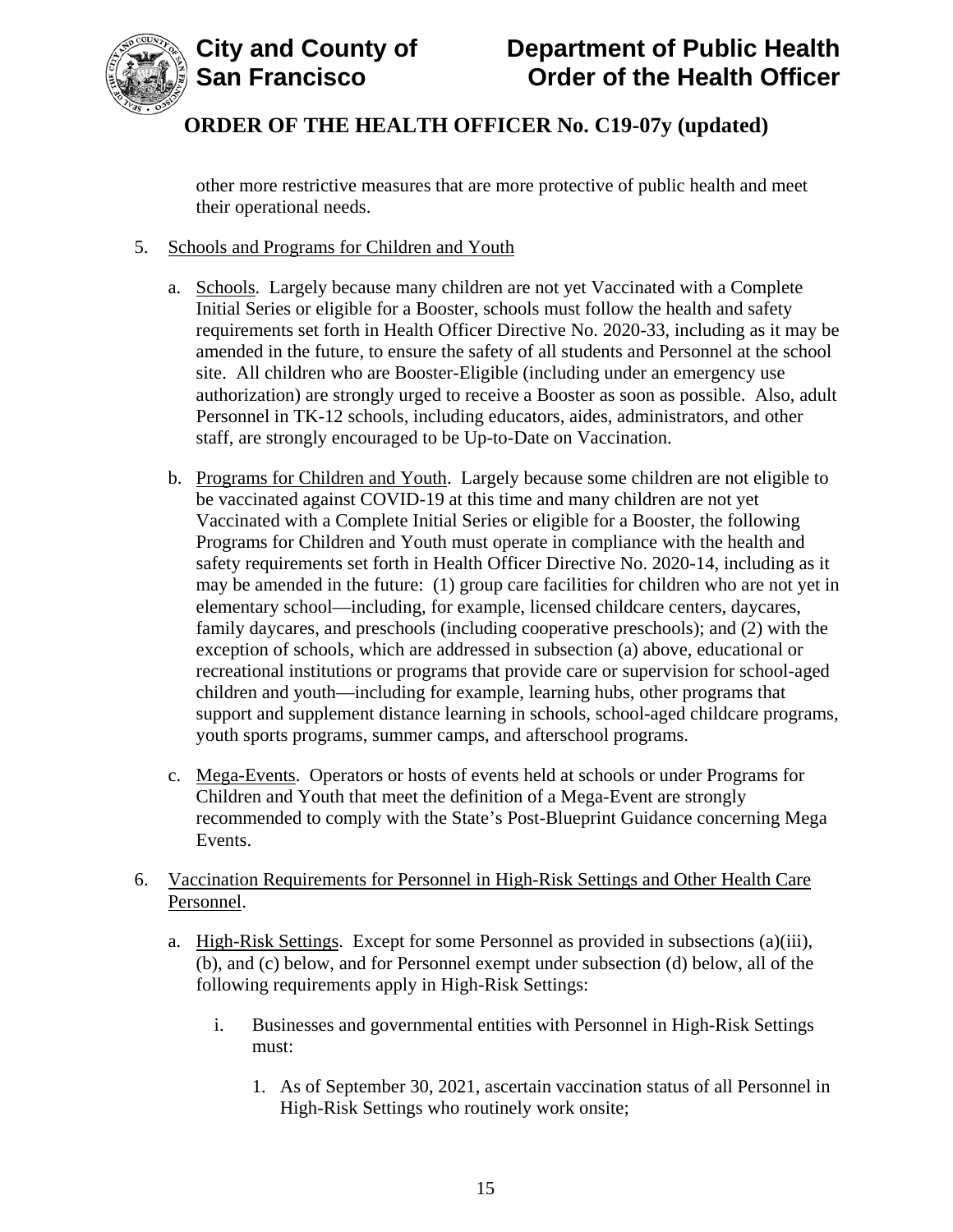other more restrictive measures that are more protective of public health and meet their operational needs.

5. Schools and Programs for Children and Youth

   a. Schools. Largely because many children are not yet Vaccinated with a Complete Initial Series or eligible for a Booster, schools must follow the health and safety requirements set forth in Health Officer Directive No. 2020-33, including as it may be amended in the future, to ensure the safety of all students and Personnel at the school site. All children who are Booster-Eligible (including under an emergency use authorization) are strongly urged to receive a Booster as soon as possible. Also, adult Personnel in TK-12 schools, including educators, aides, administrators, and other staff, are strongly encouraged to be Up-to-Date on Vaccination.

   b. Programs for Children and Youth. Largely because some children are not eligible to be vaccinated against COVID-19 at this time and many children are not yet Vaccinated with a Complete Initial Series or eligible for a Booster, the following Programs for Children and Youth must operate in compliance with the health and safety requirements set forth in Health Officer Directive No. 2020-14, including as it may be amended in the future: (1) group care facilities for children who are not yet in elementary school—including, for example, licensed childcare centers, daycares, family daycares, and preschools (including cooperative preschools); and (2) with the exception of schools, which are addressed in subsection (a) above, educational or recreational institutions or programs that provide care or supervision for school-aged children and youth—including for example, learning hubs, other programs that support and supplement distance learning in schools, school-aged childcare programs, youth sports programs, summer camps, and afterschool programs.

   c. Mega-Events. Operators or hosts of events held at schools or under Programs for Children and Youth that meet the definition of a Mega-Event are strongly recommended to comply with the State's Post-Blueprint Guidance concerning Mega Events.

6. Vaccination Requirements for Personnel in High-Risk Settings and Other Health Care Personnel.

   a. High-Risk Settings. Except for some Personnel as provided in subsections (a)(iii), (b), and (c) below, and for Personnel exempt under subsection (d) below, all of the following requirements apply in High-Risk Settings:

      i. Businesses and governmental entities with Personnel in High-Risk Settings must:

         1. As of September 30, 2021, ascertain vaccination status of all Personnel in High-Risk Settings who routinely work onsite;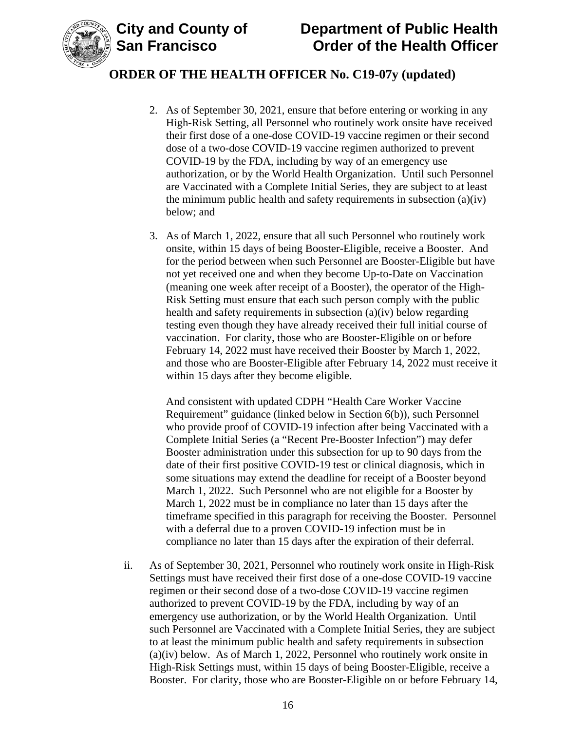2. As of September 30, 2021, ensure that before entering or working in any High-Risk Setting, all Personnel who routinely work onsite have received their first dose of a one-dose COVID-19 vaccine regimen or their second dose of a two-dose COVID-19 vaccine regimen authorized to prevent COVID-19 by the FDA, including by way of an emergency use authorization, or by the World Health Organization. Until such Personnel are Vaccinated with a Complete Initial Series, they are subject to at least the minimum public health and safety requirements in subsection (a)(iv) below; and

3. As of March 1, 2022, ensure that all such Personnel who routinely work onsite, within 15 days of being Booster-Eligible, receive a Booster. And for the period between when such Personnel are Booster-Eligible but have not yet received one and when they become Up-to-Date on Vaccination (meaning one week after receipt of a Booster), the operator of the High-Risk Setting must ensure that each such person comply with the public health and safety requirements in subsection (a)(iv) below regarding testing even though they have already received their full initial course of vaccination. For clarity, those who are Booster-Eligible on or before February 14, 2022 must have received their Booster by March 1, 2022, and those who are Booster-Eligible after February 14, 2022 must receive it within 15 days after they become eligible.

   And consistent with updated CDPH "Health Care Worker Vaccine Requirement" guidance (linked below in Section 6(b)), such Personnel who provide proof of COVID-19 infection after being Vaccinated with a Complete Initial Series (a "Recent Pre-Booster Infection") may defer Booster administration under this subsection for up to 90 days from the date of their first positive COVID-19 test or clinical diagnosis, which in some situations may extend the deadline for receipt of a Booster beyond March 1, 2022. Such Personnel who are not eligible for a Booster by March 1, 2022 must be in compliance no later than 15 days after the timeframe specified in this paragraph for receiving the Booster. Personnel with a deferral due to a proven COVID-19 infection must be in compliance no later than 15 days after the expiration of their deferral.

ii. As of September 30, 2021, Personnel who routinely work onsite in High-Risk Settings must have received their first dose of a one-dose COVID-19 vaccine regimen or their second dose of a two-dose COVID-19 vaccine regimen authorized to prevent COVID-19 by the FDA, including by way of an emergency use authorization, or by the World Health Organization. Until such Personnel are Vaccinated with a Complete Initial Series, they are subject to at least the minimum public health and safety requirements in subsection (a)(iv) below. As of March 1, 2022, Personnel who routinely work onsite in High-Risk Settings must, within 15 days of being Booster-Eligible, receive a Booster. For clarity, those who are Booster-Eligible on or before February 14,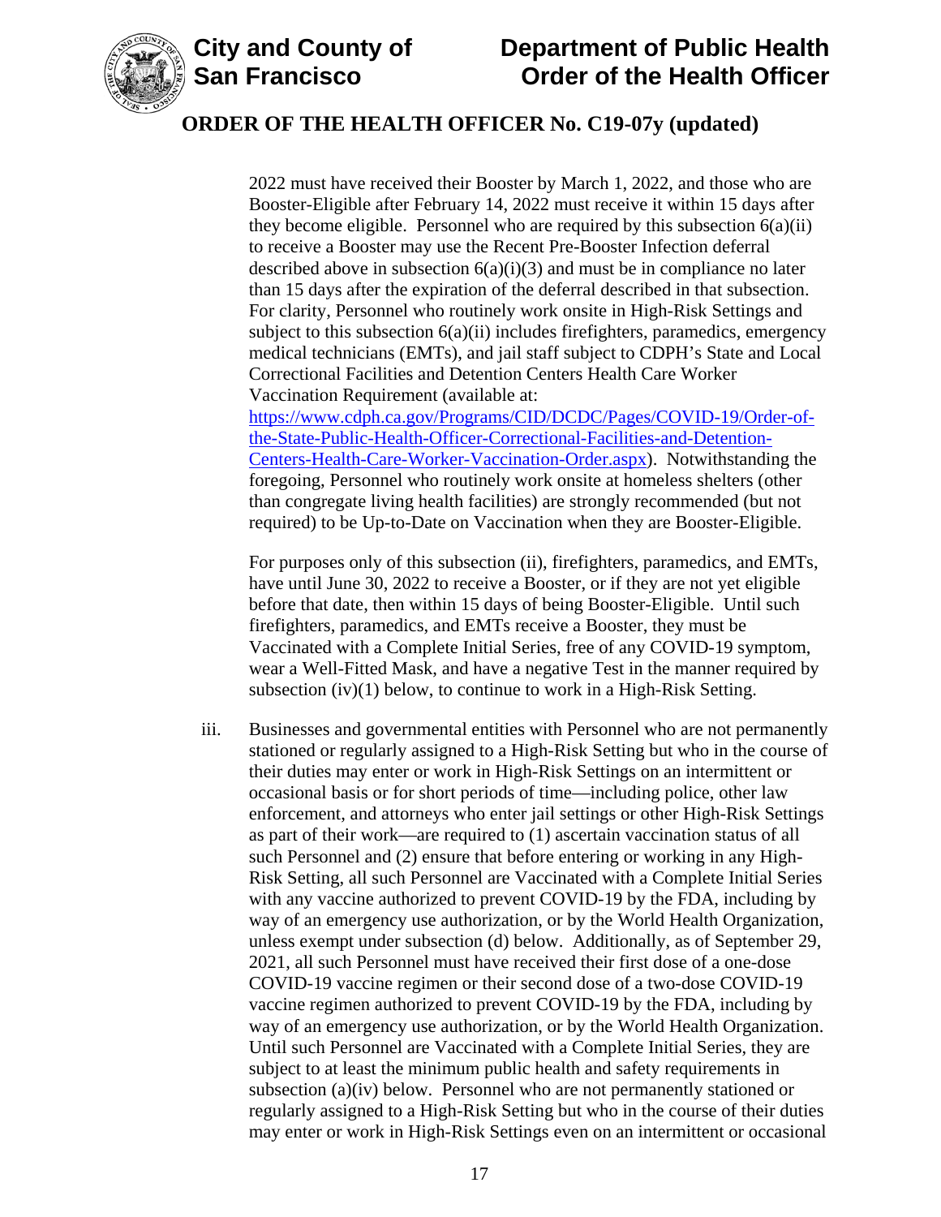2022 must have received their Booster by March 1, 2022, and those who are Booster-Eligible after February 14, 2022 must receive it within 15 days after they become eligible. Personnel who are required by this subsection 6(a)(ii) to receive a Booster may use the Recent Pre-Booster Infection deferral described above in subsection 6(a)(i)(3) and must be in compliance no later than 15 days after the expiration of the deferral described in that subsection. For clarity, Personnel who routinely work onsite in High-Risk Settings and subject to this subsection 6(a)(ii) includes firefighters, paramedics, emergency medical technicians (EMTs), and jail staff subject to CDPH's State and Local Correctional Facilities and Detention Centers Health Care Worker Vaccination Requirement (available at: [https://www.cdph.ca.gov/Programs/CID/DCDC/Pages/COVID-19/Order-of-the-State-Public-Health-Officer-Correctional-Facilities-and-Detention-Centers-Health-Care-Worker-Vaccination-Order.aspx](https://www.cdph.ca.gov/Programs/CID/DCDC/Pages/COVID-19/Order-of-the-State-Public-Health-Officer-Correctional-Facilities-and-Detention-Centers-Health-Care-Worker-Vaccination-Order.aspx)). Notwithstanding the foregoing, Personnel who routinely work onsite at homeless shelters (other than congregate living health facilities) are strongly recommended (but not required) to be Up-to-Date on Vaccination when they are Booster-Eligible.

For purposes only of this subsection (ii), firefighters, paramedics, and EMTs, have until June 30, 2022 to receive a Booster, or if they are not yet eligible before that date, then within 15 days of being Booster-Eligible. Until such firefighters, paramedics, and EMTs receive a Booster, they must be Vaccinated with a Complete Initial Series, free of any COVID-19 symptom, wear a Well-Fitted Mask, and have a negative Test in the manner required by subsection (iv)(1) below, to continue to work in a High-Risk Setting.

iii. Businesses and governmental entities with Personnel who are not permanently stationed or regularly assigned to a High-Risk Setting but who in the course of their duties may enter or work in High-Risk Settings on an intermittent or occasional basis or for short periods of time—including police, other law enforcement, and attorneys who enter jail settings or other High-Risk Settings as part of their work—are required to (1) ascertain vaccination status of all such Personnel and (2) ensure that before entering or working in any High-Risk Setting, all such Personnel are Vaccinated with a Complete Initial Series with any vaccine authorized to prevent COVID-19 by the FDA, including by way of an emergency use authorization, or by the World Health Organization, unless exempt under subsection (d) below. Additionally, as of September 29, 2021, all such Personnel must have received their first dose of a one-dose COVID-19 vaccine regimen or their second dose of a two-dose COVID-19 vaccine regimen authorized to prevent COVID-19 by the FDA, including by way of an emergency use authorization, or by the World Health Organization. Until such Personnel are Vaccinated with a Complete Initial Series, they are subject to at least the minimum public health and safety requirements in subsection (a)(iv) below. Personnel who are not permanently stationed or regularly assigned to a High-Risk Setting but who in the course of their duties may enter or work in High-Risk Settings even on an intermittent or occasional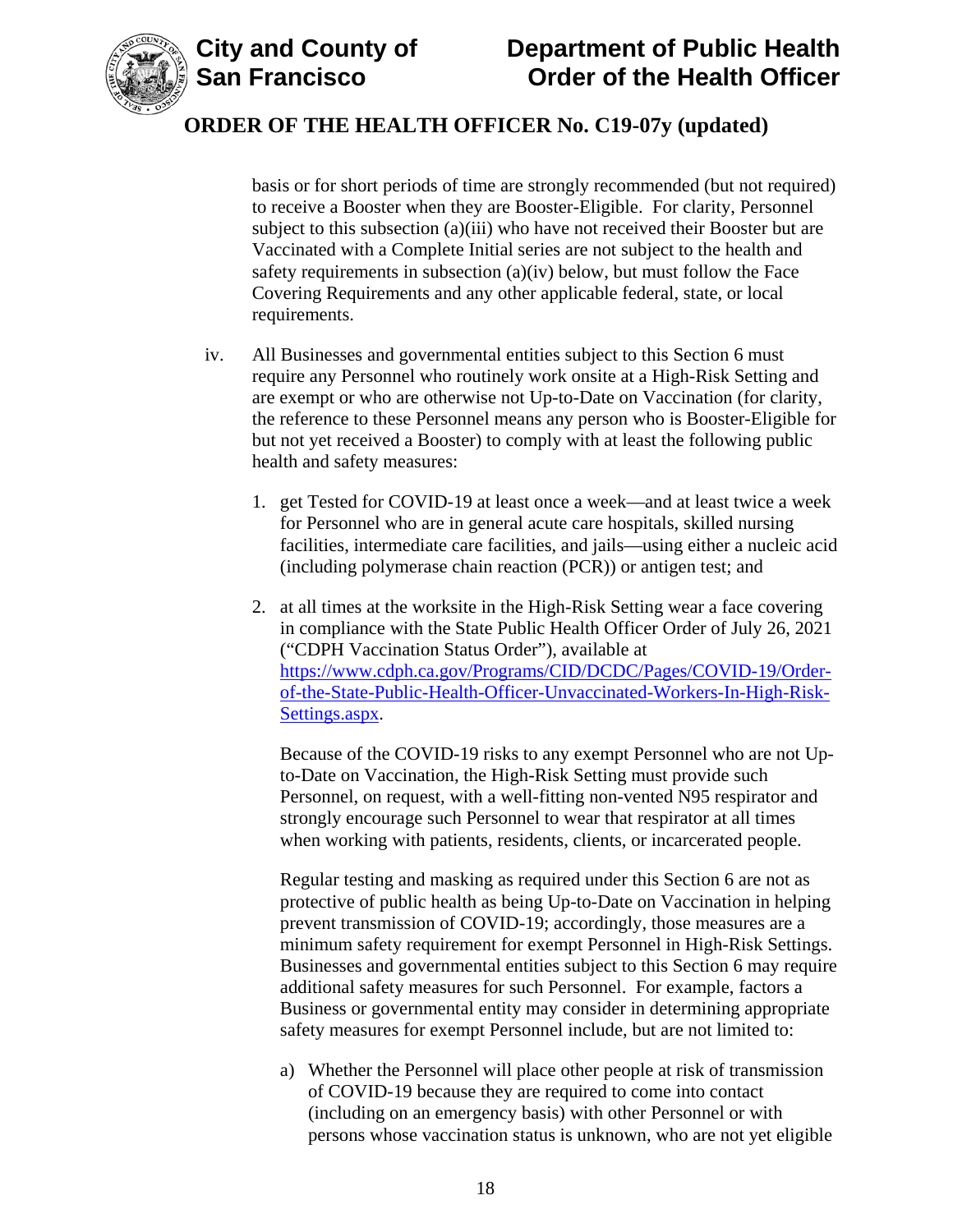basis or for short periods of time are strongly recommended (but not required) to receive a Booster when they are Booster-Eligible. For clarity, Personnel subject to this subsection (a)(iii) who have not received their Booster but are Vaccinated with a Complete Initial series are not subject to the health and safety requirements in subsection (a)(iv) below, but must follow the Face Covering Requirements and any other applicable federal, state, or local requirements.

iv. All Businesses and governmental entities subject to this Section 6 must require any Personnel who routinely work onsite at a High-Risk Setting and are exempt or who are otherwise not Up-to-Date on Vaccination (for clarity, the reference to these Personnel means any person who is Booster-Eligible for but not yet received a Booster) to comply with at least the following public health and safety measures:

1. get Tested for COVID-19 at least once a week—and at least twice a week for Personnel who are in general acute care hospitals, skilled nursing facilities, intermediate care facilities, and jails—using either a nucleic acid (including polymerase chain reaction (PCR)) or antigen test; and

2. at all times at the worksite in the High-Risk Setting wear a face covering in compliance with the State Public Health Officer Order of July 26, 2021 ("CDPH Vaccination Status Order"), available at [https://www.cdph.ca.gov/Programs/CID/DCDC/Pages/COVID-19/Order-of-the-State-Public-Health-Officer-Unvaccinated-Workers-In-High-Risk-Settings.aspx](https://www.cdph.ca.gov/Programs/CID/DCDC/Pages/COVID-19/Order-of-the-State-Public-Health-Officer-Unvaccinated-Workers-In-High-Risk-Settings.aspx).

   Because of the COVID-19 risks to any exempt Personnel who are not Up-to-Date on Vaccination, the High-Risk Setting must provide such Personnel, on request, with a well-fitting non-vented N95 respirator and strongly encourage such Personnel to wear that respirator at all times when working with patients, residents, clients, or incarcerated people.

   Regular testing and masking as required under this Section 6 are not as protective of public health as being Up-to-Date on Vaccination in helping prevent transmission of COVID-19; accordingly, those measures are a minimum safety requirement for exempt Personnel in High-Risk Settings. Businesses and governmental entities subject to this Section 6 may require additional safety measures for such Personnel. For example, factors a Business or governmental entity may consider in determining appropriate safety measures for exempt Personnel include, but are not limited to:

   a) Whether the Personnel will place other people at risk of transmission of COVID-19 because they are required to come into contact (including on an emergency basis) with other Personnel or with persons whose vaccination status is unknown, who are not yet eligible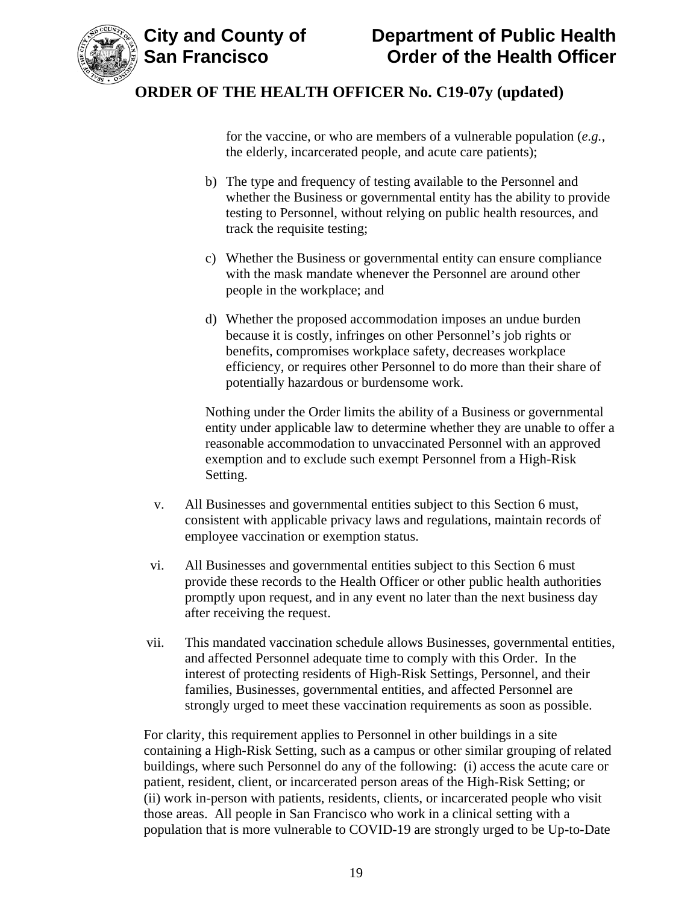for the vaccine, or who are members of a vulnerable population (*e.g.*, the elderly, incarcerated people, and acute care patients);

b) The type and frequency of testing available to the Personnel and whether the Business or governmental entity has the ability to provide testing to Personnel, without relying on public health resources, and track the requisite testing;

c) Whether the Business or governmental entity can ensure compliance with the mask mandate whenever the Personnel are around other people in the workplace; and

d) Whether the proposed accommodation imposes an undue burden because it is costly, infringes on other Personnel's job rights or benefits, compromises workplace safety, decreases workplace efficiency, or requires other Personnel to do more than their share of potentially hazardous or burdensome work.

Nothing under the Order limits the ability of a Business or governmental entity under applicable law to determine whether they are unable to offer a reasonable accommodation to unvaccinated Personnel with an approved exemption and to exclude such exempt Personnel from a High-Risk Setting.

v. All Businesses and governmental entities subject to this Section 6 must, consistent with applicable privacy laws and regulations, maintain records of employee vaccination or exemption status.

vi. All Businesses and governmental entities subject to this Section 6 must provide these records to the Health Officer or other public health authorities promptly upon request, and in any event no later than the next business day after receiving the request.

vii. This mandated vaccination schedule allows Businesses, governmental entities, and affected Personnel adequate time to comply with this Order. In the interest of protecting residents of High-Risk Settings, Personnel, and their families, Businesses, governmental entities, and affected Personnel are strongly urged to meet these vaccination requirements as soon as possible.

For clarity, this requirement applies to Personnel in other buildings in a site containing a High-Risk Setting, such as a campus or other similar grouping of related buildings, where such Personnel do any of the following: (i) access the acute care or patient, resident, client, or incarcerated person areas of the High-Risk Setting; or (ii) work in-person with patients, residents, clients, or incarcerated people who visit those areas. All people in San Francisco who work in a clinical setting with a population that is more vulnerable to COVID-19 are strongly urged to be Up-to-Date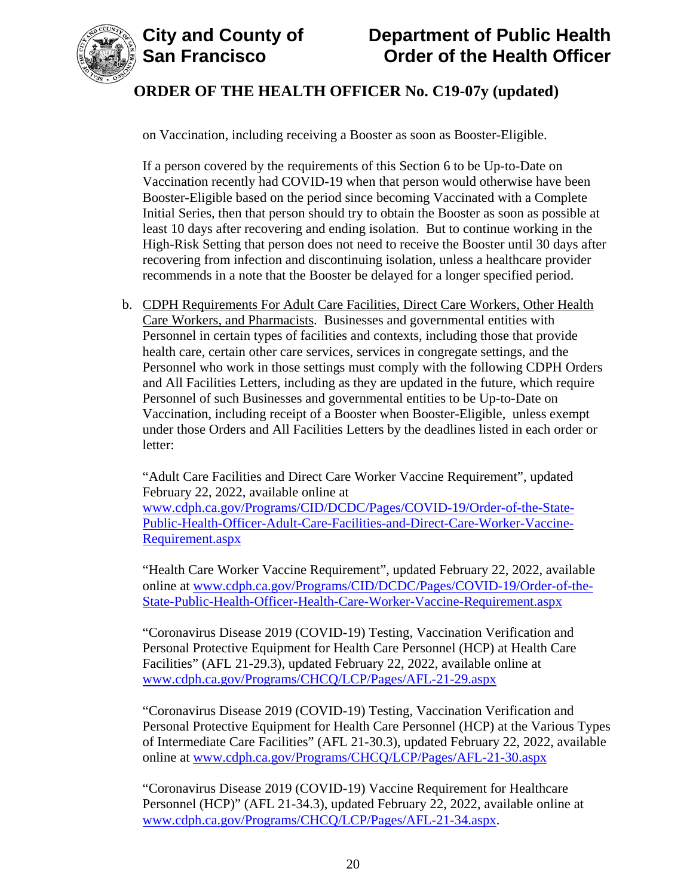on Vaccination, including receiving a Booster as soon as Booster-Eligible.

If a person covered by the requirements of this Section 6 to be Up-to-Date on Vaccination recently had COVID-19 when that person would otherwise have been Booster-Eligible based on the period since becoming Vaccinated with a Complete Initial Series, then that person should try to obtain the Booster as soon as possible at least 10 days after recovering and ending isolation. But to continue working in the High-Risk Setting that person does not need to receive the Booster until 30 days after recovering from infection and discontinuing isolation, unless a healthcare provider recommends in a note that the Booster be delayed for a longer specified period.

b. CDPH Requirements For Adult Care Facilities, Direct Care Workers, Other Health Care Workers, and Pharmacists. Businesses and governmental entities with Personnel in certain types of facilities and contexts, including those that provide health care, certain other care services, services in congregate settings, and the Personnel who work in those settings must comply with the following CDPH Orders and All Facilities Letters, including as they are updated in the future, which require Personnel of such Businesses and governmental entities to be Up-to-Date on Vaccination, including receipt of a Booster when Booster-Eligible, unless exempt under those Orders and All Facilities Letters by the deadlines listed in each order or letter:

"Adult Care Facilities and Direct Care Worker Vaccine Requirement", updated February 22, 2022, available online at www.cdph.ca.gov/Programs/CID/DCDC/Pages/COVID-19/Order-of-the-State-Public-Health-Officer-Adult-Care-Facilities-and-Direct-Care-Worker-Vaccine-Requirement.aspx

"Health Care Worker Vaccine Requirement", updated February 22, 2022, available online at www.cdph.ca.gov/Programs/CID/DCDC/Pages/COVID-19/Order-of-the-State-Public-Health-Officer-Health-Care-Worker-Vaccine-Requirement.aspx

"Coronavirus Disease 2019 (COVID-19) Testing, Vaccination Verification and Personal Protective Equipment for Health Care Personnel (HCP) at Health Care Facilities" (AFL 21-29.3), updated February 22, 2022, available online at www.cdph.ca.gov/Programs/CHCQ/LCP/Pages/AFL-21-29.aspx

"Coronavirus Disease 2019 (COVID-19) Testing, Vaccination Verification and Personal Protective Equipment for Health Care Personnel (HCP) at the Various Types of Intermediate Care Facilities" (AFL 21-30.3), updated February 22, 2022, available online at www.cdph.ca.gov/Programs/CHCQ/LCP/Pages/AFL-21-30.aspx

"Coronavirus Disease 2019 (COVID-19) Vaccine Requirement for Healthcare Personnel (HCP)" (AFL 21-34.3), updated February 22, 2022, available online at www.cdph.ca.gov/Programs/CHCQ/LCP/Pages/AFL-21-34.aspx.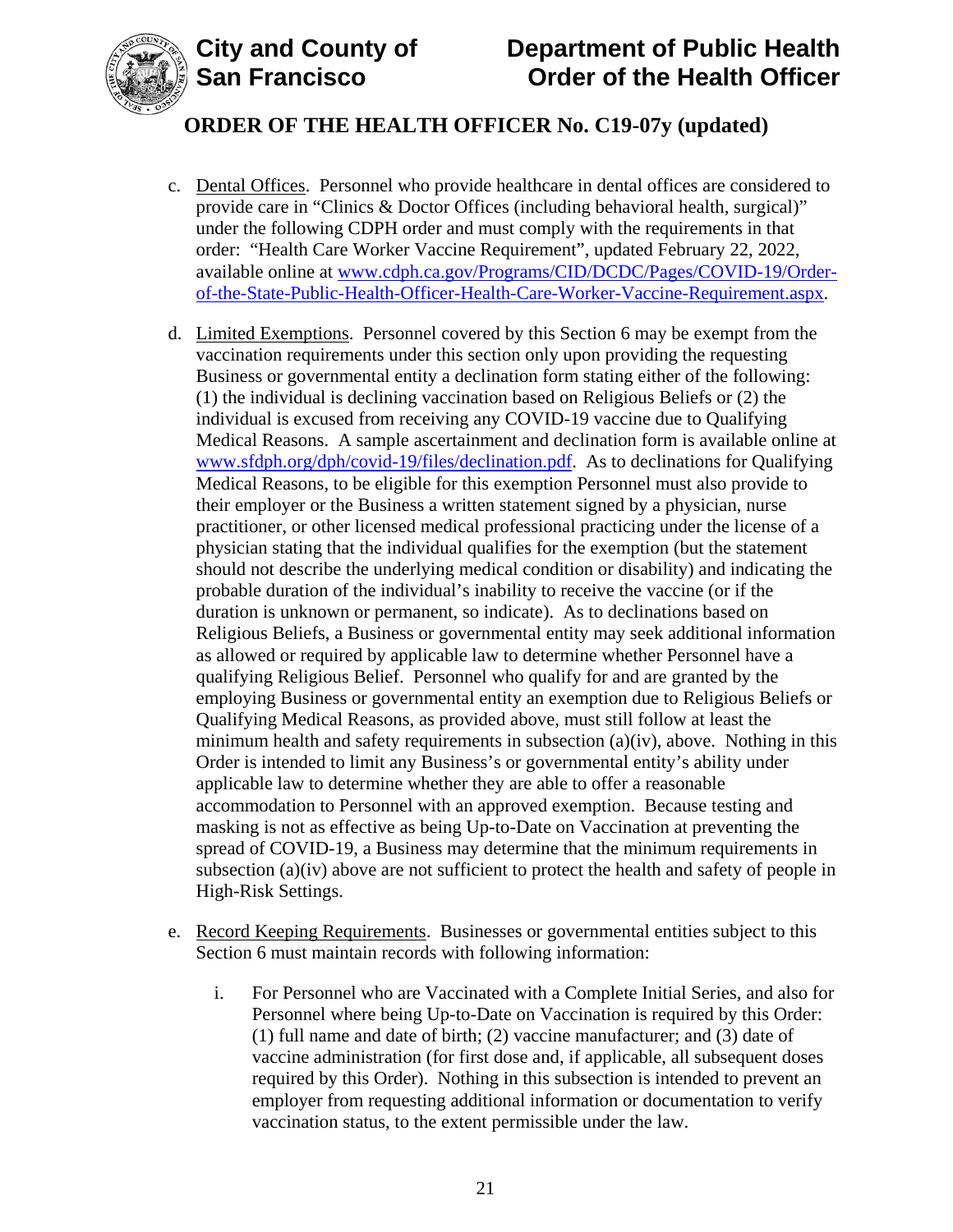c. Dental Offices. Personnel who provide healthcare in dental offices are considered to provide care in "Clinics & Doctor Offices (including behavioral health, surgical)" under the following CDPH order and must comply with the requirements in that order: "Health Care Worker Vaccine Requirement", updated February 22, 2022, available online at www.cdph.ca.gov/Programs/CID/DCDC/Pages/COVID-19/Order-of-the-State-Public-Health-Officer-Health-Care-Worker-Vaccine-Requirement.aspx.

d. Limited Exemptions. Personnel covered by this Section 6 may be exempt from the vaccination requirements under this section only upon providing the requesting Business or governmental entity a declination form stating either of the following: (1) the individual is declining vaccination based on Religious Beliefs or (2) the individual is excused from receiving any COVID-19 vaccine due to Qualifying Medical Reasons. A sample ascertainment and declination form is available online at www.sfdph.org/dph/covid-19/files/declination.pdf. As to declinations for Qualifying Medical Reasons, to be eligible for this exemption Personnel must also provide to their employer or the Business a written statement signed by a physician, nurse practitioner, or other licensed medical professional practicing under the license of a physician stating that the individual qualifies for the exemption (but the statement should not describe the underlying medical condition or disability) and indicating the probable duration of the individual's inability to receive the vaccine (or if the duration is unknown or permanent, so indicate). As to declinations based on Religious Beliefs, a Business or governmental entity may seek additional information as allowed or required by applicable law to determine whether Personnel have a qualifying Religious Belief. Personnel who qualify for and are granted by the employing Business or governmental entity an exemption due to Religious Beliefs or Qualifying Medical Reasons, as provided above, must still follow at least the minimum health and safety requirements in subsection (a)(iv), above. Nothing in this Order is intended to limit any Business's or governmental entity's ability under applicable law to determine whether they are able to offer a reasonable accommodation to Personnel with an approved exemption. Because testing and masking is not as effective as being Up-to-Date on Vaccination at preventing the spread of COVID-19, a Business may determine that the minimum requirements in subsection (a)(iv) above are not sufficient to protect the health and safety of people in High-Risk Settings.

e. Record Keeping Requirements. Businesses or governmental entities subject to this Section 6 must maintain records with following information:

   i. For Personnel who are Vaccinated with a Complete Initial Series, and also for Personnel where being Up-to-Date on Vaccination is required by this Order: (1) full name and date of birth; (2) vaccine manufacturer; and (3) date of vaccine administration (for first dose and, if applicable, all subsequent doses required by this Order). Nothing in this subsection is intended to prevent an employer from requesting additional information or documentation to verify vaccination status, to the extent permissible under the law.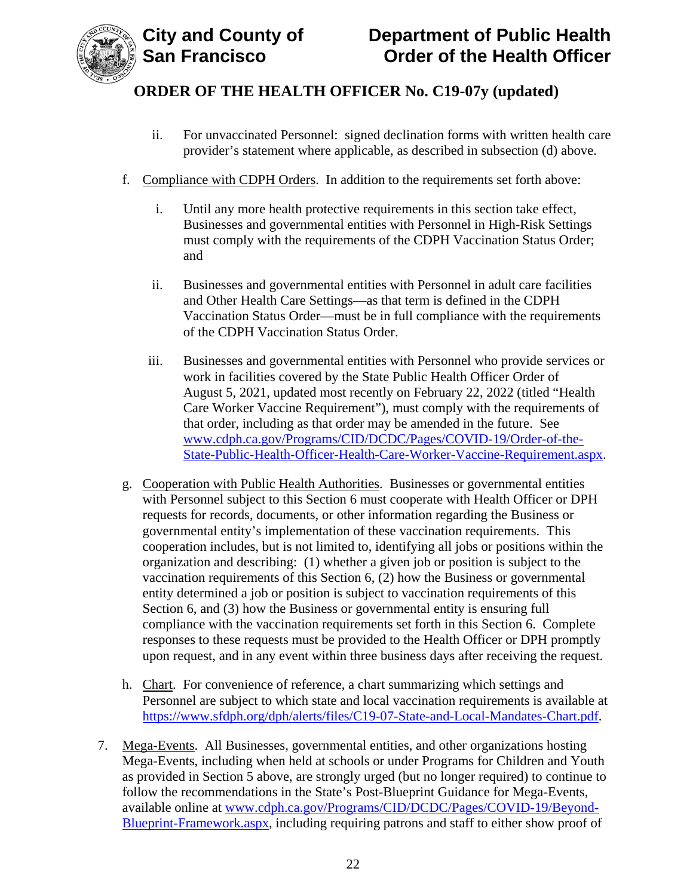ii. For unvaccinated Personnel: signed declination forms with written health care provider's statement where applicable, as described in subsection (d) above.

f. Compliance with CDPH Orders. In addition to the requirements set forth above:

i. Until any more health protective requirements in this section take effect, Businesses and governmental entities with Personnel in High-Risk Settings must comply with the requirements of the CDPH Vaccination Status Order; and

ii. Businesses and governmental entities with Personnel in adult care facilities and Other Health Care Settings—as that term is defined in the CDPH Vaccination Status Order—must be in full compliance with the requirements of the CDPH Vaccination Status Order.

iii. Businesses and governmental entities with Personnel who provide services or work in facilities covered by the State Public Health Officer Order of August 5, 2021, updated most recently on February 22, 2022 (titled "Health Care Worker Vaccine Requirement"), must comply with the requirements of that order, including as that order may be amended in the future. See [www.cdph.ca.gov/Programs/CID/DCDC/Pages/COVID-19/Order-of-the-State-Public-Health-Officer-Health-Care-Worker-Vaccine-Requirement.aspx](www.cdph.ca.gov/Programs/CID/DCDC/Pages/COVID-19/Order-of-the-State-Public-Health-Officer-Health-Care-Worker-Vaccine-Requirement.aspx).

g. Cooperation with Public Health Authorities. Businesses or governmental entities with Personnel subject to this Section 6 must cooperate with Health Officer or DPH requests for records, documents, or other information regarding the Business or governmental entity's implementation of these vaccination requirements. This cooperation includes, but is not limited to, identifying all jobs or positions within the organization and describing: (1) whether a given job or position is subject to the vaccination requirements of this Section 6, (2) how the Business or governmental entity determined a job or position is subject to vaccination requirements of this Section 6, and (3) how the Business or governmental entity is ensuring full compliance with the vaccination requirements set forth in this Section 6. Complete responses to these requests must be provided to the Health Officer or DPH promptly upon request, and in any event within three business days after receiving the request.

h. Chart. For convenience of reference, a chart summarizing which settings and Personnel are subject to which state and local vaccination requirements is available at [https://www.sfdph.org/dph/alerts/files/C19-07-State-and-Local-Mandates-Chart.pdf](https://www.sfdph.org/dph/alerts/files/C19-07-State-and-Local-Mandates-Chart.pdf).

7. Mega-Events. All Businesses, governmental entities, and other organizations hosting Mega-Events, including when held at schools or under Programs for Children and Youth as provided in Section 5 above, are strongly urged (but no longer required) to continue to follow the recommendations in the State's Post-Blueprint Guidance for Mega-Events, available online at [www.cdph.ca.gov/Programs/CID/DCDC/Pages/COVID-19/Beyond-Blueprint-Framework.aspx](www.cdph.ca.gov/Programs/CID/DCDC/Pages/COVID-19/Beyond-Blueprint-Framework.aspx), including requiring patrons and staff to either show proof of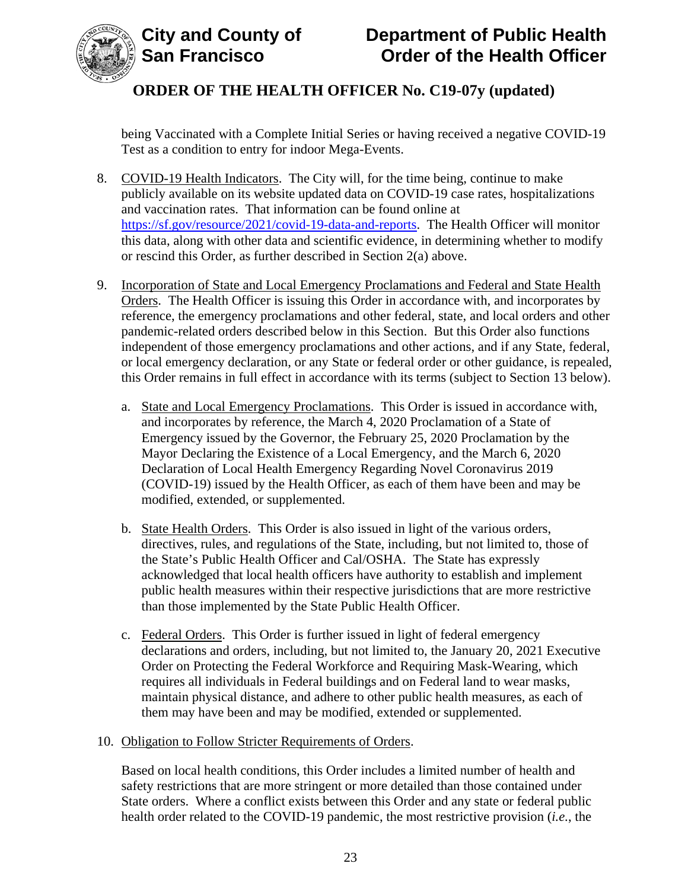being Vaccinated with a Complete Initial Series or having received a negative COVID-19 Test as a condition to entry for indoor Mega-Events.

8. COVID-19 Health Indicators. The City will, for the time being, continue to make publicly available on its website updated data on COVID-19 case rates, hospitalizations and vaccination rates. That information can be found online at https://sf.gov/resource/2021/covid-19-data-and-reports. The Health Officer will monitor this data, along with other data and scientific evidence, in determining whether to modify or rescind this Order, as further described in Section 2(a) above.

9. Incorporation of State and Local Emergency Proclamations and Federal and State Health Orders. The Health Officer is issuing this Order in accordance with, and incorporates by reference, the emergency proclamations and other federal, state, and local orders and other pandemic-related orders described below in this Section. But this Order also functions independent of those emergency proclamations and other actions, and if any State, federal, or local emergency declaration, or any State or federal order or other guidance, is repealed, this Order remains in full effect in accordance with its terms (subject to Section 13 below).

   a. State and Local Emergency Proclamations. This Order is issued in accordance with, and incorporates by reference, the March 4, 2020 Proclamation of a State of Emergency issued by the Governor, the February 25, 2020 Proclamation by the Mayor Declaring the Existence of a Local Emergency, and the March 6, 2020 Declaration of Local Health Emergency Regarding Novel Coronavirus 2019 (COVID-19) issued by the Health Officer, as each of them have been and may be modified, extended, or supplemented.

   b. State Health Orders. This Order is also issued in light of the various orders, directives, rules, and regulations of the State, including, but not limited to, those of the State's Public Health Officer and Cal/OSHA. The State has expressly acknowledged that local health officers have authority to establish and implement public health measures within their respective jurisdictions that are more restrictive than those implemented by the State Public Health Officer.

   c. Federal Orders. This Order is further issued in light of federal emergency declarations and orders, including, but not limited to, the January 20, 2021 Executive Order on Protecting the Federal Workforce and Requiring Mask-Wearing, which requires all individuals in Federal buildings and on Federal land to wear masks, maintain physical distance, and adhere to other public health measures, as each of them may have been and may be modified, extended or supplemented.

10. Obligation to Follow Stricter Requirements of Orders.

    Based on local health conditions, this Order includes a limited number of health and safety restrictions that are more stringent or more detailed than those contained under State orders. Where a conflict exists between this Order and any state or federal public health order related to the COVID-19 pandemic, the most restrictive provision (*i.e.*, the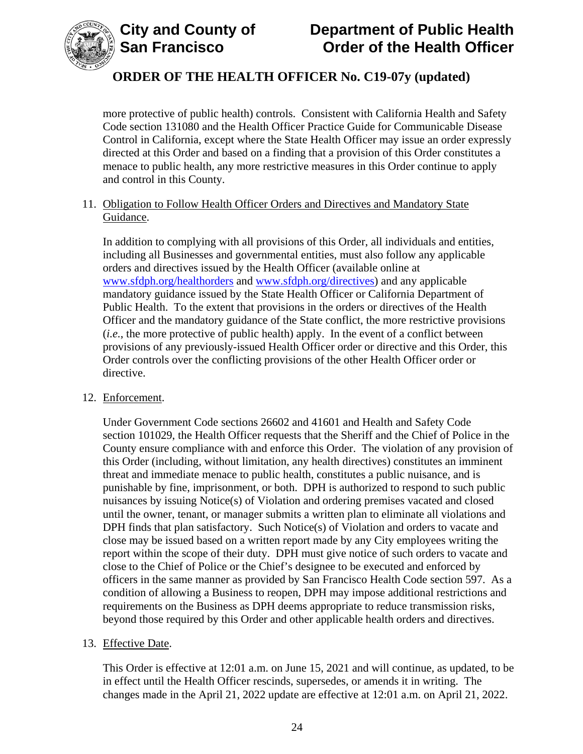more protective of public health) controls. Consistent with California Health and Safety Code section 131080 and the Health Officer Practice Guide for Communicable Disease Control in California, except where the State Health Officer may issue an order expressly directed at this Order and based on a finding that a provision of this Order constitutes a menace to public health, any more restrictive measures in this Order continue to apply and control in this County.

11. Obligation to Follow Health Officer Orders and Directives and Mandatory State Guidance.

    In addition to complying with all provisions of this Order, all individuals and entities, including all Businesses and governmental entities, must also follow any applicable orders and directives issued by the Health Officer (available online at www.sfdph.org/healthorders and www.sfdph.org/directives) and any applicable mandatory guidance issued by the State Health Officer or California Department of Public Health. To the extent that provisions in the orders or directives of the Health Officer and the mandatory guidance of the State conflict, the more restrictive provisions (*i.e.*, the more protective of public health) apply. In the event of a conflict between provisions of any previously-issued Health Officer order or directive and this Order, this Order controls over the conflicting provisions of the other Health Officer order or directive.

12. Enforcement.

    Under Government Code sections 26602 and 41601 and Health and Safety Code section 101029, the Health Officer requests that the Sheriff and the Chief of Police in the County ensure compliance with and enforce this Order. The violation of any provision of this Order (including, without limitation, any health directives) constitutes an imminent threat and immediate menace to public health, constitutes a public nuisance, and is punishable by fine, imprisonment, or both. DPH is authorized to respond to such public nuisances by issuing Notice(s) of Violation and ordering premises vacated and closed until the owner, tenant, or manager submits a written plan to eliminate all violations and DPH finds that plan satisfactory. Such Notice(s) of Violation and orders to vacate and close may be issued based on a written report made by any City employees writing the report within the scope of their duty. DPH must give notice of such orders to vacate and close to the Chief of Police or the Chief's designee to be executed and enforced by officers in the same manner as provided by San Francisco Health Code section 597. As a condition of allowing a Business to reopen, DPH may impose additional restrictions and requirements on the Business as DPH deems appropriate to reduce transmission risks, beyond those required by this Order and other applicable health orders and directives.

13. Effective Date.

    This Order is effective at 12:01 a.m. on June 15, 2021 and will continue, as updated, to be in effect until the Health Officer rescinds, supersedes, or amends it in writing. The changes made in the April 21, 2022 update are effective at 12:01 a.m. on April 21, 2022.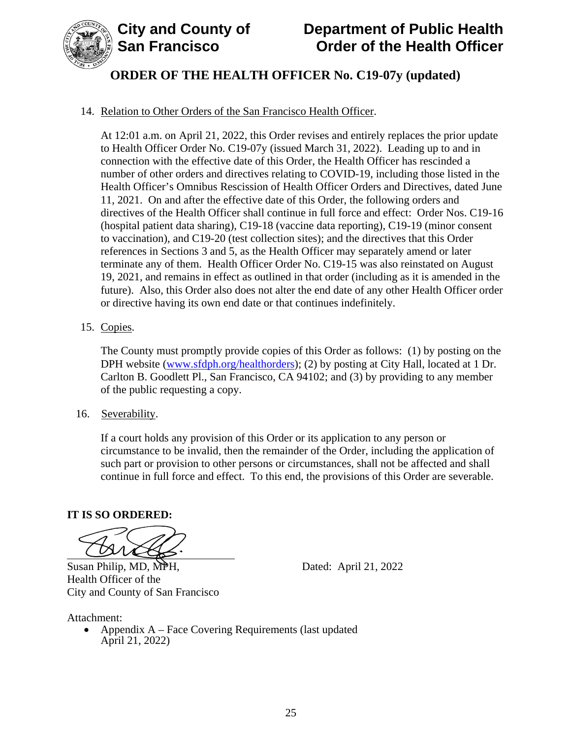14. Relation to Other Orders of the San Francisco Health Officer.

    At 12:01 a.m. on April 21, 2022, this Order revises and entirely replaces the prior update to Health Officer Order No. C19-07y (issued March 31, 2022). Leading up to and in connection with the effective date of this Order, the Health Officer has rescinded a number of other orders and directives relating to COVID-19, including those listed in the Health Officer's Omnibus Rescission of Health Officer Orders and Directives, dated June 11, 2021. On and after the effective date of this Order, the following orders and directives of the Health Officer shall continue in full force and effect: Order Nos. C19-16 (hospital patient data sharing), C19-18 (vaccine data reporting), C19-19 (minor consent to vaccination), and C19-20 (test collection sites); and the directives that this Order references in Sections 3 and 5, as the Health Officer may separately amend or later terminate any of them. Health Officer Order No. C19-15 was also reinstated on August 19, 2021, and remains in effect as outlined in that order (including as it is amended in the future). Also, this Order also does not alter the end date of any other Health Officer order or directive having its own end date or that continues indefinitely.

15. Copies.

    The County must promptly provide copies of this Order as follows: (1) by posting on the DPH website (www.sfdph.org/healthorders); (2) by posting at City Hall, located at 1 Dr. Carlton B. Goodlett Pl., San Francisco, CA 94102; and (3) by providing to any member of the public requesting a copy.

16. Severability.

    If a court holds any provision of this Order or its application to any person or circumstance to be invalid, then the remainder of the Order, including the application of such part or provision to other persons or circumstances, shall not be affected and shall continue in full force and effect. To this end, the provisions of this Order are severable.

**IT IS SO ORDERED:**

Susan Philip, MD, MPH,
Health Officer of the
City and County of San Francisco

Dated: April 21, 2022

Attachment:

- Appendix A – Face Covering Requirements (last updated April 21, 2022)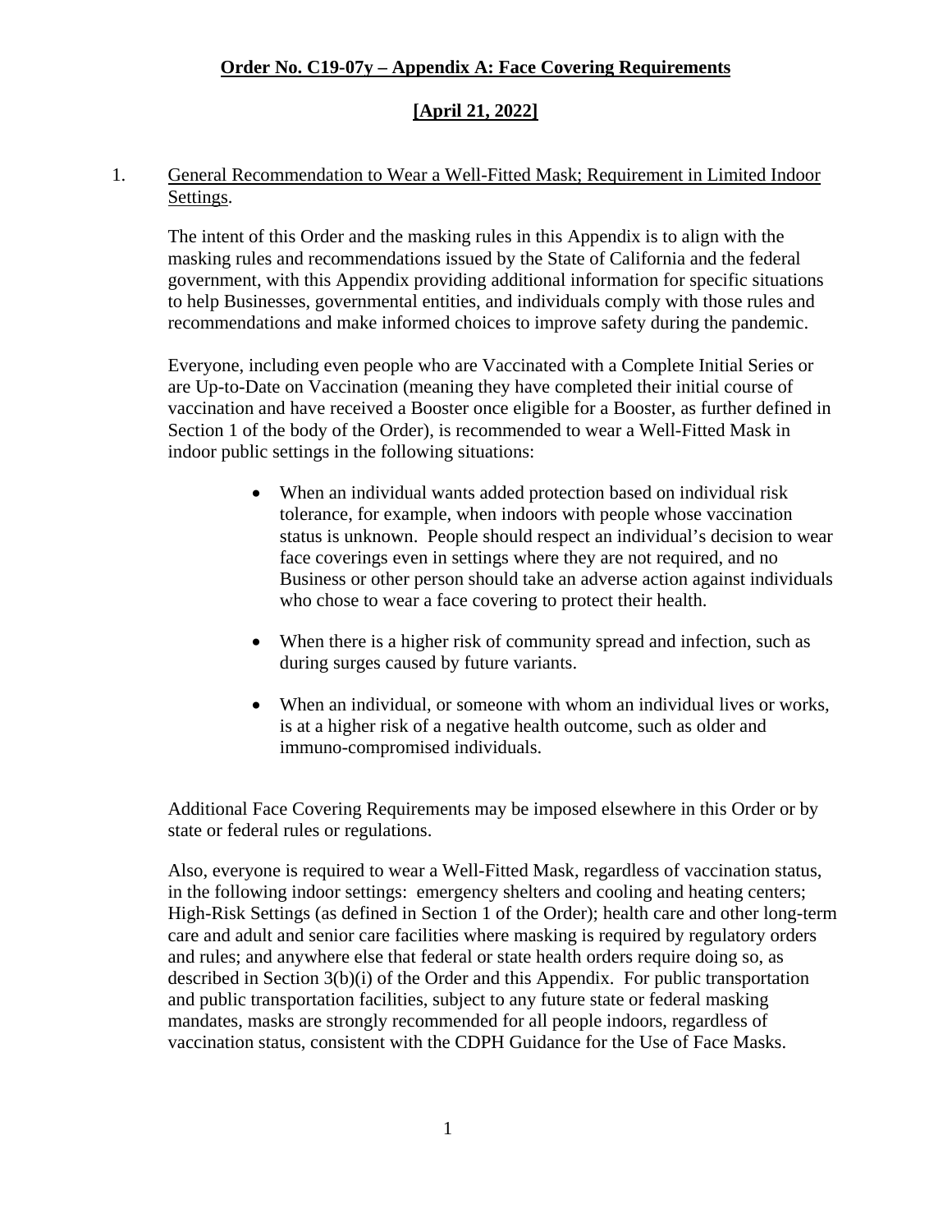# Order No. C19-07y – Appendix A: Face Covering Requirements

## [April 21, 2022]

1. General Recommendation to Wear a Well-Fitted Mask; Requirement in Limited Indoor Settings.

   The intent of this Order and the masking rules in this Appendix is to align with the masking rules and recommendations issued by the State of California and the federal government, with this Appendix providing additional information for specific situations to help Businesses, governmental entities, and individuals comply with those rules and recommendations and make informed choices to improve safety during the pandemic.

   Everyone, including even people who are Vaccinated with a Complete Initial Series or are Up-to-Date on Vaccination (meaning they have completed their initial course of vaccination and have received a Booster once eligible for a Booster, as further defined in Section 1 of the body of the Order), is recommended to wear a Well-Fitted Mask in indoor public settings in the following situations:

   - When an individual wants added protection based on individual risk tolerance, for example, when indoors with people whose vaccination status is unknown. People should respect an individual's decision to wear face coverings even in settings where they are not required, and no Business or other person should take an adverse action against individuals who chose to wear a face covering to protect their health.

   - When there is a higher risk of community spread and infection, such as during surges caused by future variants.

   - When an individual, or someone with whom an individual lives or works, is at a higher risk of a negative health outcome, such as older and immuno-compromised individuals.

   Additional Face Covering Requirements may be imposed elsewhere in this Order or by state or federal rules or regulations.

   Also, everyone is required to wear a Well-Fitted Mask, regardless of vaccination status, in the following indoor settings: emergency shelters and cooling and heating centers; High-Risk Settings (as defined in Section 1 of the Order); health care and other long-term care and adult and senior care facilities where masking is required by regulatory orders and rules; and anywhere else that federal or state health orders require doing so, as described in Section 3(b)(i) of the Order and this Appendix. For public transportation and public transportation facilities, subject to any future state or federal masking mandates, masks are strongly recommended for all people indoors, regardless of vaccination status, consistent with the CDPH Guidance for the Use of Face Masks.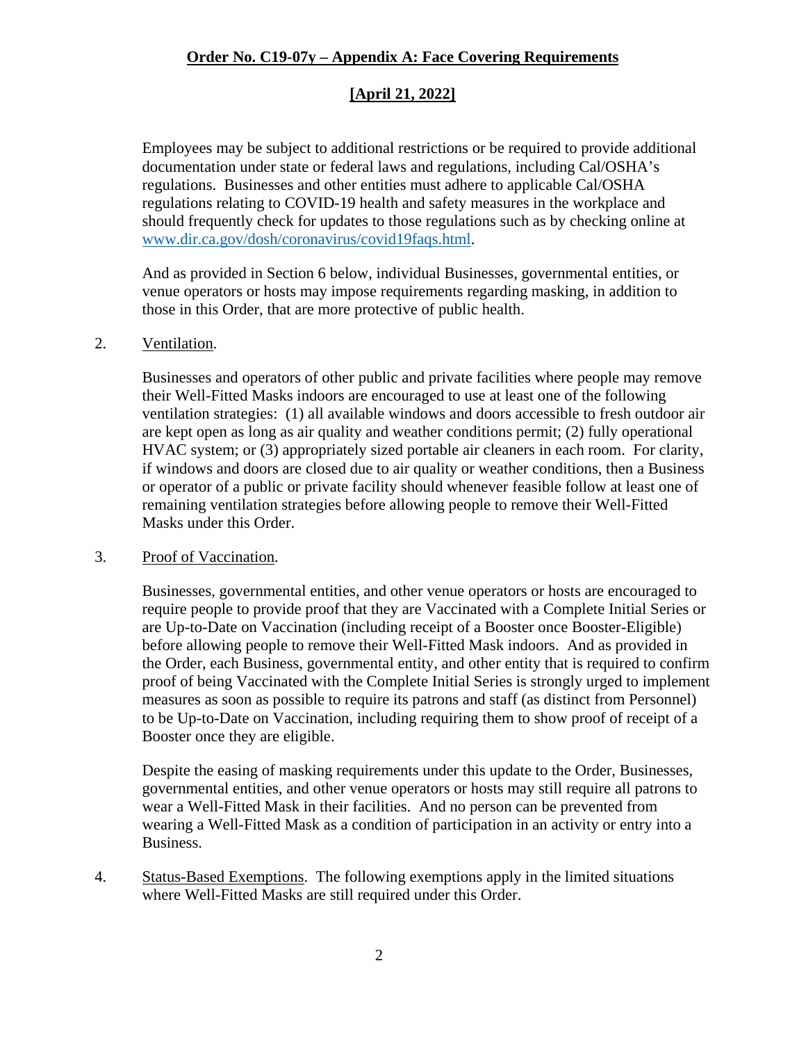Employees may be subject to additional restrictions or be required to provide additional documentation under state or federal laws and regulations, including Cal/OSHA's regulations. Businesses and other entities must adhere to applicable Cal/OSHA regulations relating to COVID-19 health and safety measures in the workplace and should frequently check for updates to those regulations such as by checking online at www.dir.ca.gov/dosh/coronavirus/covid19faqs.html.

And as provided in Section 6 below, individual Businesses, governmental entities, or venue operators or hosts may impose requirements regarding masking, in addition to those in this Order, that are more protective of public health.

2. Ventilation.

Businesses and operators of other public and private facilities where people may remove their Well-Fitted Masks indoors are encouraged to use at least one of the following ventilation strategies: (1) all available windows and doors accessible to fresh outdoor air are kept open as long as air quality and weather conditions permit; (2) fully operational HVAC system; or (3) appropriately sized portable air cleaners in each room. For clarity, if windows and doors are closed due to air quality or weather conditions, then a Business or operator of a public or private facility should whenever feasible follow at least one of remaining ventilation strategies before allowing people to remove their Well-Fitted Masks under this Order.

3. Proof of Vaccination.

Businesses, governmental entities, and other venue operators or hosts are encouraged to require people to provide proof that they are Vaccinated with a Complete Initial Series or are Up-to-Date on Vaccination (including receipt of a Booster once Booster-Eligible) before allowing people to remove their Well-Fitted Mask indoors. And as provided in the Order, each Business, governmental entity, and other entity that is required to confirm proof of being Vaccinated with the Complete Initial Series is strongly urged to implement measures as soon as possible to require its patrons and staff (as distinct from Personnel) to be Up-to-Date on Vaccination, including requiring them to show proof of receipt of a Booster once they are eligible.

Despite the easing of masking requirements under this update to the Order, Businesses, governmental entities, and other venue operators or hosts may still require all patrons to wear a Well-Fitted Mask in their facilities. And no person can be prevented from wearing a Well-Fitted Mask as a condition of participation in an activity or entry into a Business.

4. Status-Based Exemptions. The following exemptions apply in the limited situations where Well-Fitted Masks are still required under this Order.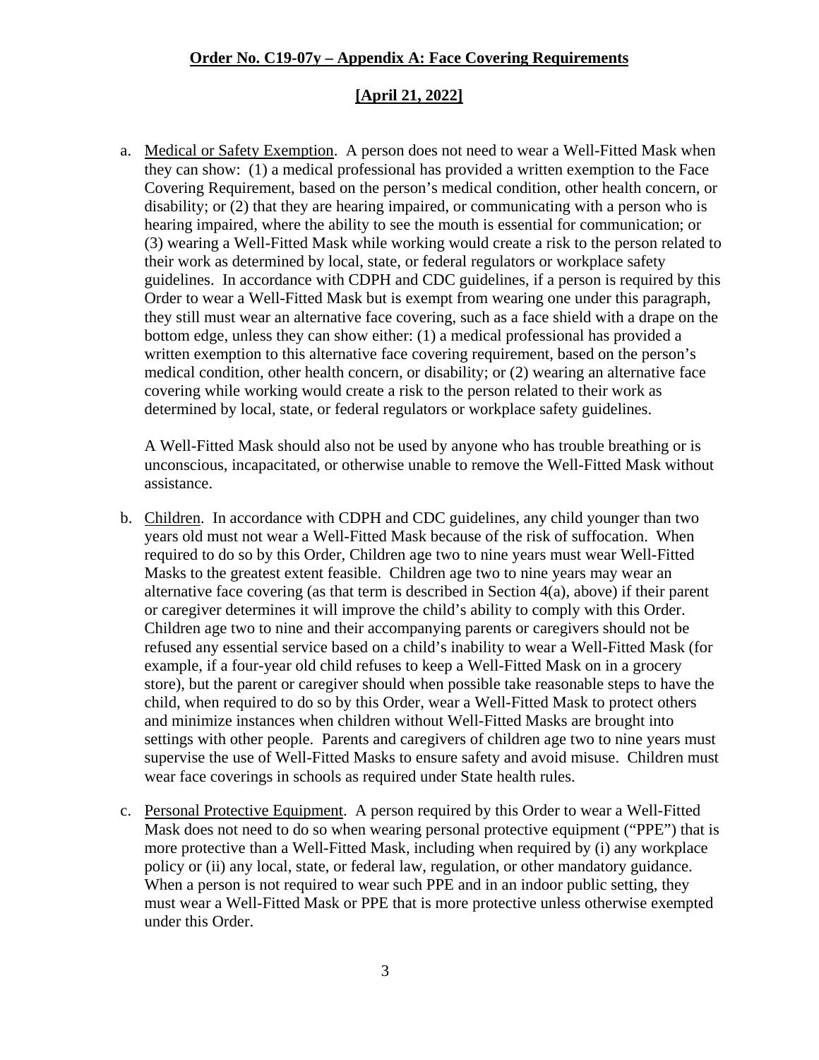**Order No. C19-07y – Appendix A: Face Covering Requirements**

**[April 21, 2022]**

a. Medical or Safety Exemption. A person does not need to wear a Well-Fitted Mask when they can show: (1) a medical professional has provided a written exemption to the Face Covering Requirement, based on the person's medical condition, other health concern, or disability; or (2) that they are hearing impaired, or communicating with a person who is hearing impaired, where the ability to see the mouth is essential for communication; or (3) wearing a Well-Fitted Mask while working would create a risk to the person related to their work as determined by local, state, or federal regulators or workplace safety guidelines. In accordance with CDPH and CDC guidelines, if a person is required by this Order to wear a Well-Fitted Mask but is exempt from wearing one under this paragraph, they still must wear an alternative face covering, such as a face shield with a drape on the bottom edge, unless they can show either: (1) a medical professional has provided a written exemption to this alternative face covering requirement, based on the person's medical condition, other health concern, or disability; or (2) wearing an alternative face covering while working would create a risk to the person related to their work as determined by local, state, or federal regulators or workplace safety guidelines.

   A Well-Fitted Mask should also not be used by anyone who has trouble breathing or is unconscious, incapacitated, or otherwise unable to remove the Well-Fitted Mask without assistance.

b. Children. In accordance with CDPH and CDC guidelines, any child younger than two years old must not wear a Well-Fitted Mask because of the risk of suffocation. When required to do so by this Order, Children age two to nine years must wear Well-Fitted Masks to the greatest extent feasible. Children age two to nine years may wear an alternative face covering (as that term is described in Section 4(a), above) if their parent or caregiver determines it will improve the child's ability to comply with this Order. Children age two to nine and their accompanying parents or caregivers should not be refused any essential service based on a child's inability to wear a Well-Fitted Mask (for example, if a four-year old child refuses to keep a Well-Fitted Mask on in a grocery store), but the parent or caregiver should when possible take reasonable steps to have the child, when required to do so by this Order, wear a Well-Fitted Mask to protect others and minimize instances when children without Well-Fitted Masks are brought into settings with other people. Parents and caregivers of children age two to nine years must supervise the use of Well-Fitted Masks to ensure safety and avoid misuse. Children must wear face coverings in schools as required under State health rules.

c. Personal Protective Equipment. A person required by this Order to wear a Well-Fitted Mask does not need to do so when wearing personal protective equipment ("PPE") that is more protective than a Well-Fitted Mask, including when required by (i) any workplace policy or (ii) any local, state, or federal law, regulation, or other mandatory guidance. When a person is not required to wear such PPE and in an indoor public setting, they must wear a Well-Fitted Mask or PPE that is more protective unless otherwise exempted under this Order.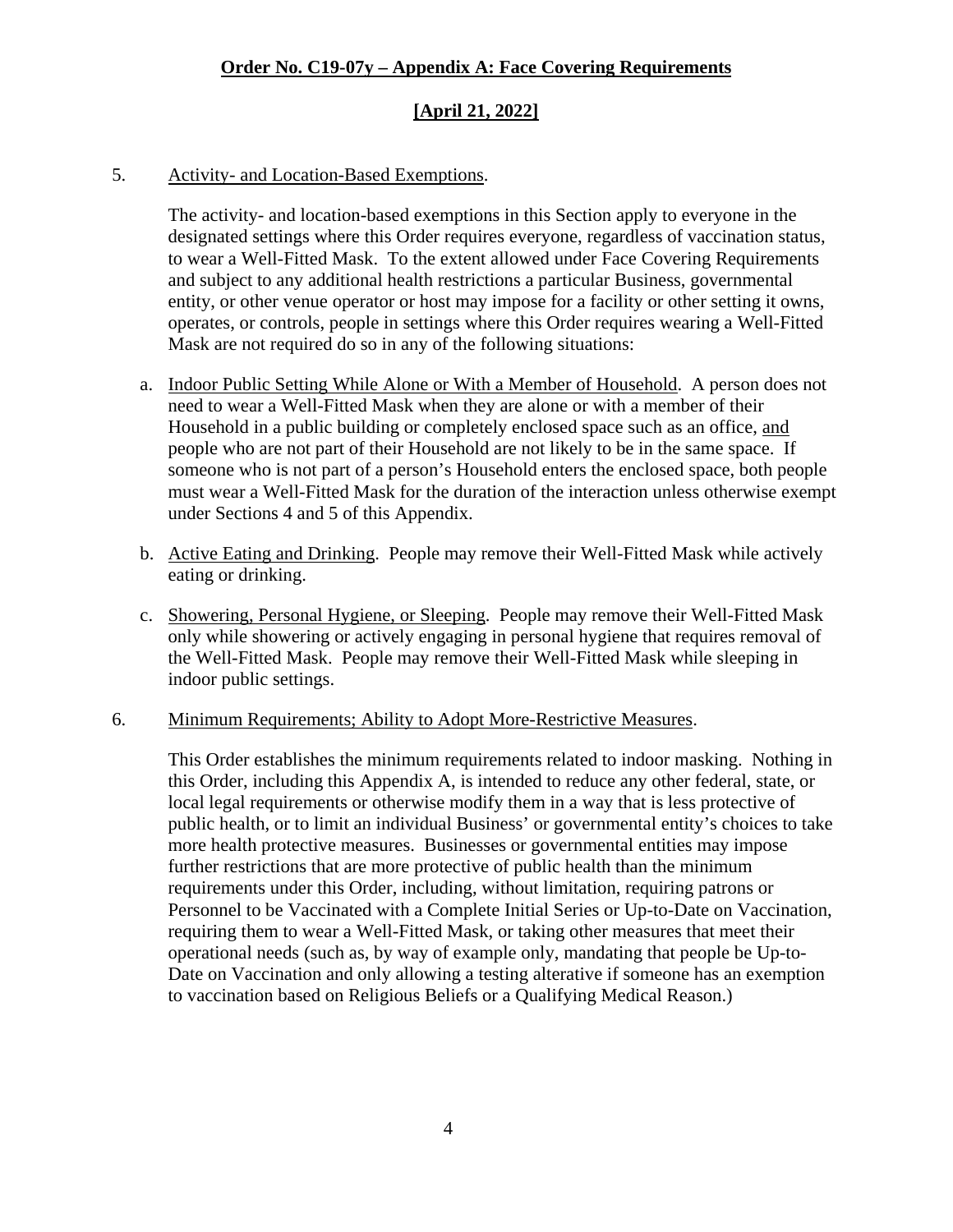5. Activity- and Location-Based Exemptions.

The activity- and location-based exemptions in this Section apply to everyone in the designated settings where this Order requires everyone, regardless of vaccination status, to wear a Well-Fitted Mask. To the extent allowed under Face Covering Requirements and subject to any additional health restrictions a particular Business, governmental entity, or other venue operator or host may impose for a facility or other setting it owns, operates, or controls, people in settings where this Order requires wearing a Well-Fitted Mask are not required do so in any of the following situations:

a. Indoor Public Setting While Alone or With a Member of Household. A person does not need to wear a Well-Fitted Mask when they are alone or with a member of their Household in a public building or completely enclosed space such as an office, and people who are not part of their Household are not likely to be in the same space. If someone who is not part of a person's Household enters the enclosed space, both people must wear a Well-Fitted Mask for the duration of the interaction unless otherwise exempt under Sections 4 and 5 of this Appendix.

b. Active Eating and Drinking. People may remove their Well-Fitted Mask while actively eating or drinking.

c. Showering, Personal Hygiene, or Sleeping. People may remove their Well-Fitted Mask only while showering or actively engaging in personal hygiene that requires removal of the Well-Fitted Mask. People may remove their Well-Fitted Mask while sleeping in indoor public settings.

6. Minimum Requirements; Ability to Adopt More-Restrictive Measures.

This Order establishes the minimum requirements related to indoor masking. Nothing in this Order, including this Appendix A, is intended to reduce any other federal, state, or local legal requirements or otherwise modify them in a way that is less protective of public health, or to limit an individual Business' or governmental entity's choices to take more health protective measures. Businesses or governmental entities may impose further restrictions that are more protective of public health than the minimum requirements under this Order, including, without limitation, requiring patrons or Personnel to be Vaccinated with a Complete Initial Series or Up-to-Date on Vaccination, requiring them to wear a Well-Fitted Mask, or taking other measures that meet their operational needs (such as, by way of example only, mandating that people be Up-to-Date on Vaccination and only allowing a testing alterative if someone has an exemption to vaccination based on Religious Beliefs or a Qualifying Medical Reason.)